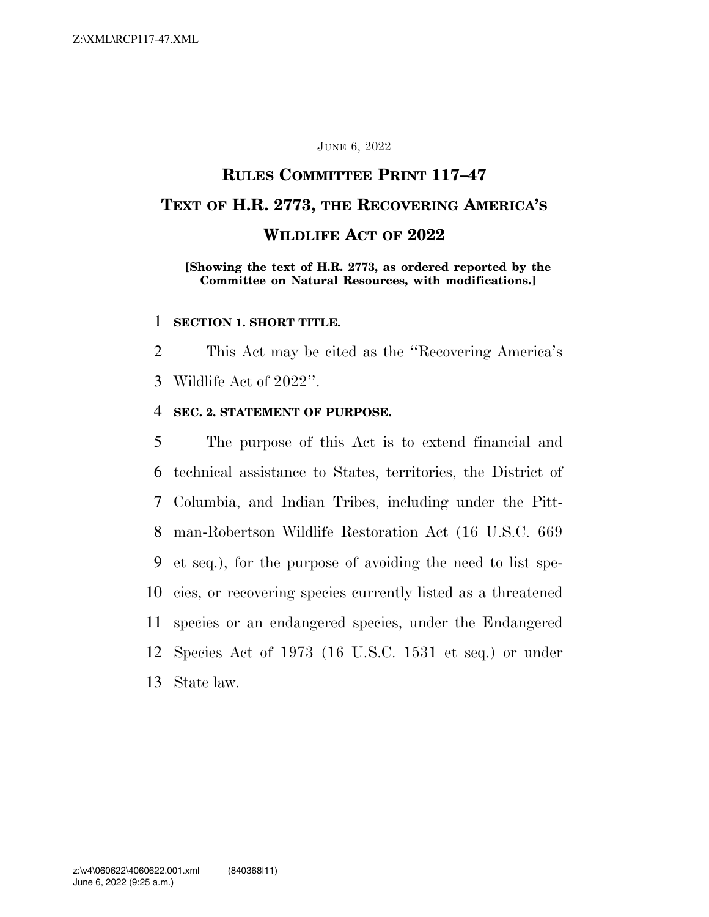JUNE 6, 2022

# RULES COMMITTEE PRINT 117–47

# TEXT OF H.R. 2773, THE RECOVERING AMERICA'S WILDLIFE ACT OF 2022

**[Showing the text of H.R. 2773, as ordered reported by the Committee on Natural Resources, with modifications.]**

## SECTION 1. SHORT TITLE.

This Act may be cited as the "Recovering America's Wildlife Act of 2022".

## SEC. 2. STATEMENT OF PURPOSE.

The purpose of this Act is to extend financial and technical assistance to States, territories, the District of Columbia, and Indian Tribes, including under the Pittman-Robertson Wildlife Restoration Act (16 U.S.C. 669 et seq.), for the purpose of avoiding the need to list species, or recovering species currently listed as a threatened species or an endangered species, under the Endangered Species Act of 1973 (16 U.S.C. 1531 et seq.) or under State law.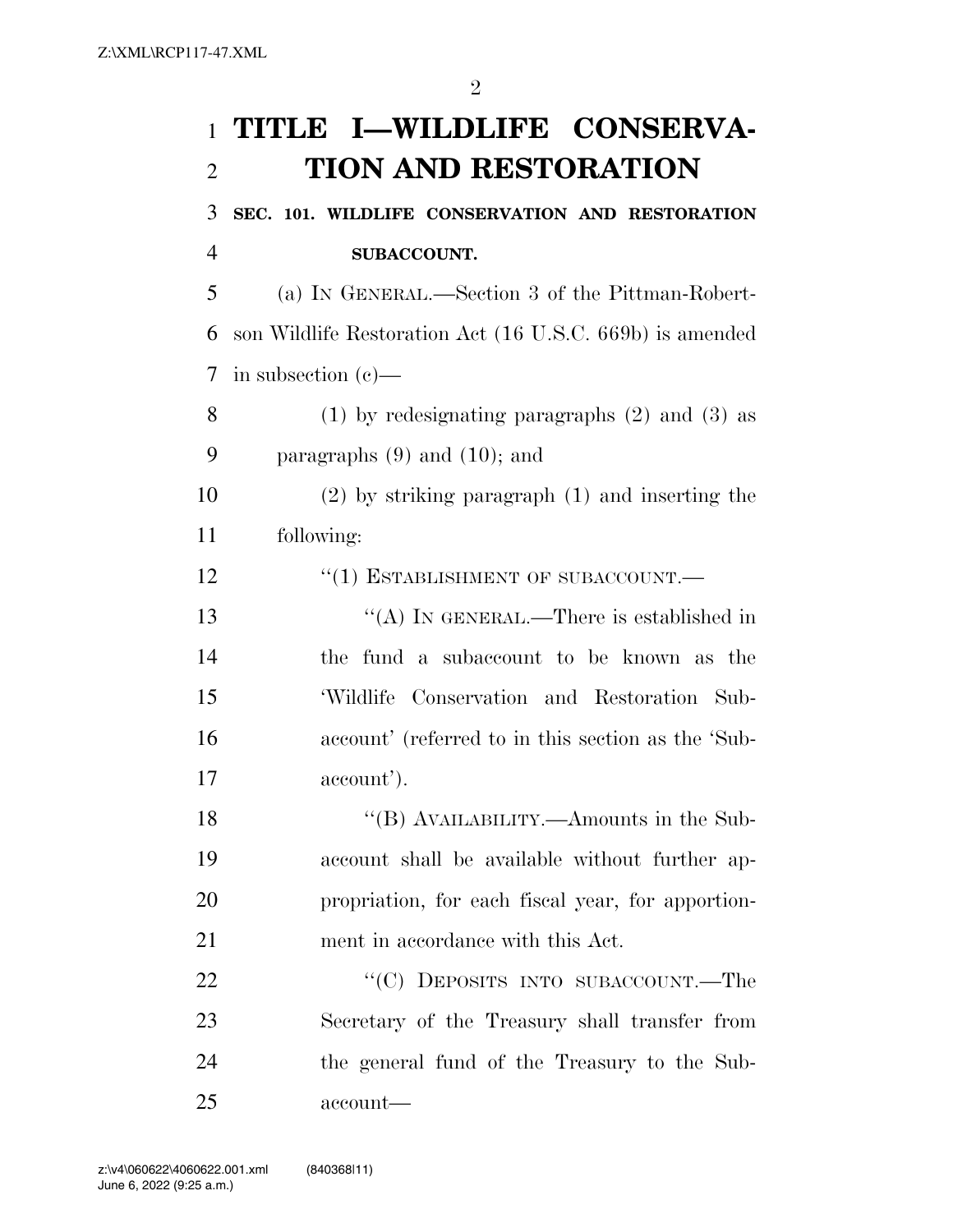# TITLE I—WILDLIFE CONSERVATION AND RESTORATION

### SEC. 101. WILDLIFE CONSERVATION AND RESTORATION SUBACCOUNT.

(a) IN GENERAL.—Section 3 of the Pittman-Robertson Wildlife Restoration Act (16 U.S.C. 669b) is amended in subsection (c)—

(1) by redesignating paragraphs (2) and (3) as paragraphs (9) and (10); and

(2) by striking paragraph (1) and inserting the following:

"(1) ESTABLISHMENT OF SUBACCOUNT.—

"(A) IN GENERAL.—There is established in the fund a subaccount to be known as the 'Wildlife Conservation and Restoration Subaccount' (referred to in this section as the 'Subaccount').

"(B) AVAILABILITY.—Amounts in the Subaccount shall be available without further appropriation, for each fiscal year, for apportionment in accordance with this Act.

"(C) DEPOSITS INTO SUBACCOUNT.—The Secretary of the Treasury shall transfer from the general fund of the Treasury to the Subaccount—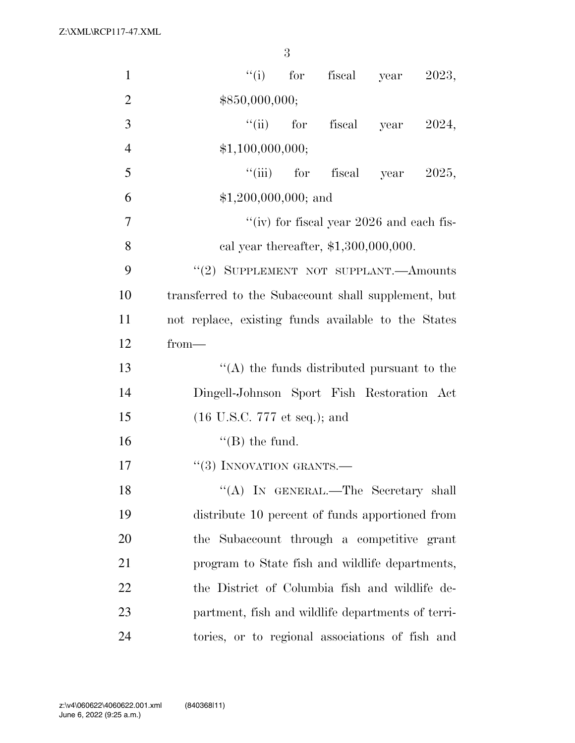"(i) for fiscal year 2023, $850,000,000;

"(ii) for fiscal year 2024, $1,100,000,000;

"(iii) for fiscal year 2025, $1,200,000,000; and

"(iv) for fiscal year 2026 and each fiscal year thereafter, $1,300,000,000.

"(2) SUPPLEMENT NOT SUPPLANT.—Amounts transferred to the Subaccount shall supplement, but not replace, existing funds available to the States from—

"(A) the funds distributed pursuant to the Dingell-Johnson Sport Fish Restoration Act (16 U.S.C. 777 et seq.); and

"(B) the fund.

"(3) INNOVATION GRANTS.—

"(A) IN GENERAL.—The Secretary shall distribute 10 percent of funds apportioned from the Subaccount through a competitive grant program to State fish and wildlife departments, the District of Columbia fish and wildlife department, fish and wildlife departments of territories, or to regional associations of fish and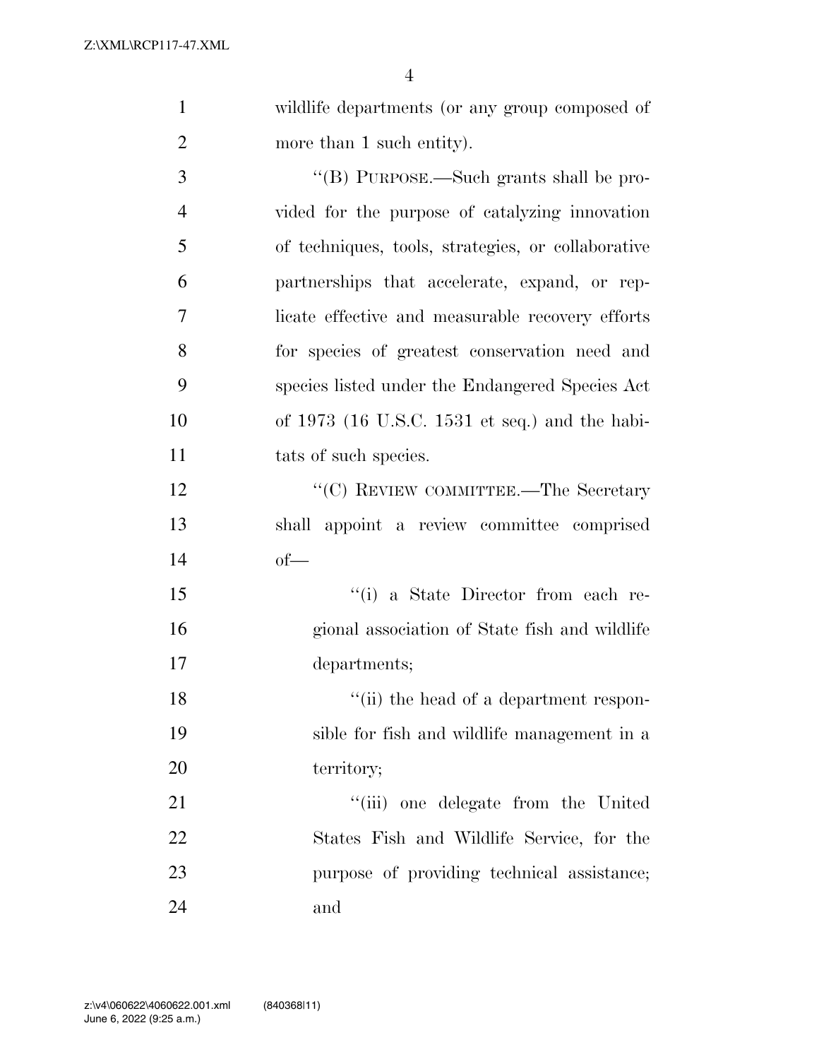wildlife departments (or any group composed of more than 1 such entity).

"(B) PURPOSE.—Such grants shall be provided for the purpose of catalyzing innovation of techniques, tools, strategies, or collaborative partnerships that accelerate, expand, or replicate effective and measurable recovery efforts for species of greatest conservation need and species listed under the Endangered Species Act of 1973 (16 U.S.C. 1531 et seq.) and the habitats of such species.

"(C) REVIEW COMMITTEE.—The Secretary shall appoint a review committee comprised of—

"(i) a State Director from each regional association of State fish and wildlife departments;

"(ii) the head of a department responsible for fish and wildlife management in a territory;

"(iii) one delegate from the United States Fish and Wildlife Service, for the purpose of providing technical assistance; and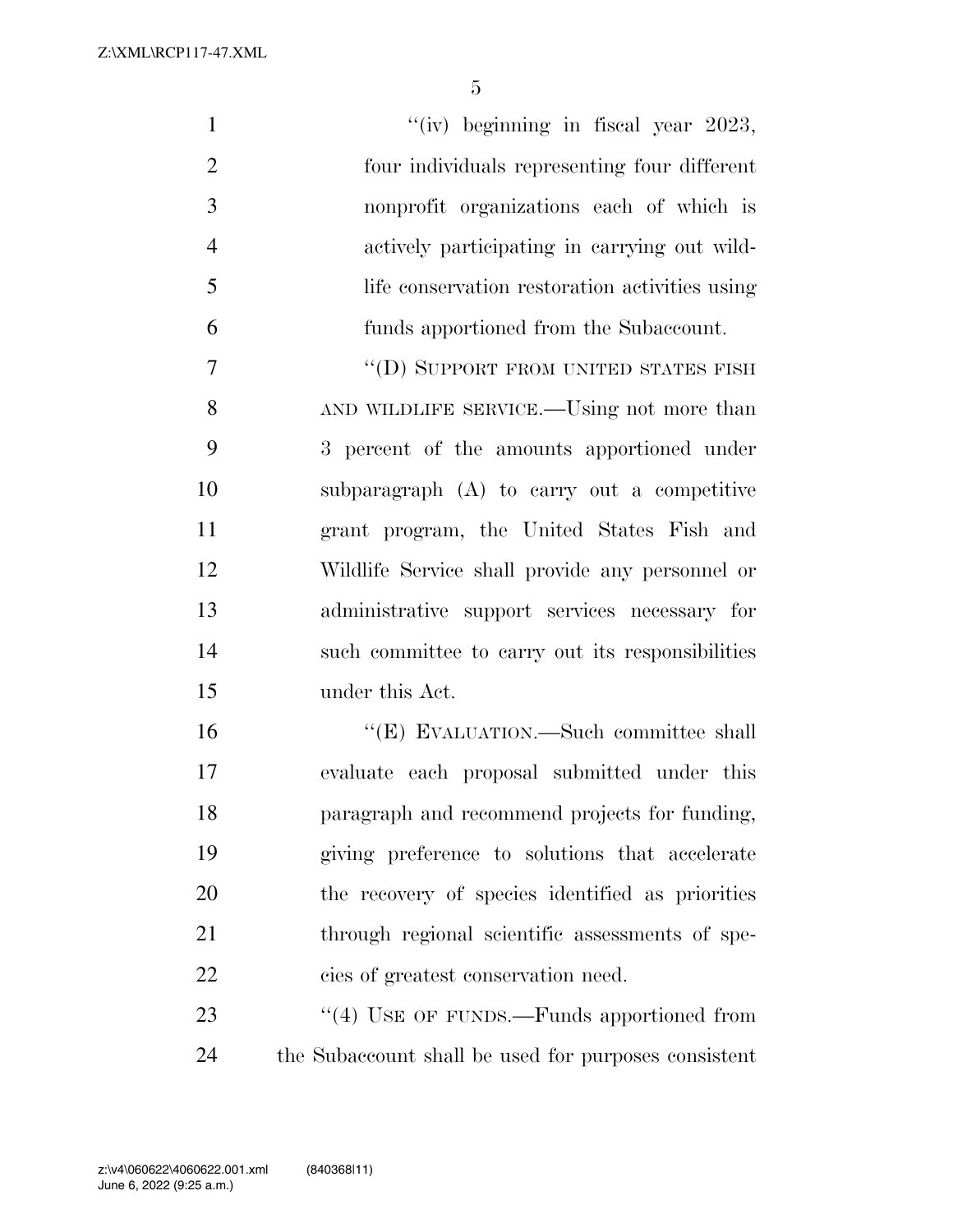"(iv) beginning in fiscal year 2023, four individuals representing four different nonprofit organizations each of which is actively participating in carrying out wildlife conservation restoration activities using funds apportioned from the Subaccount.

"(D) SUPPORT FROM UNITED STATES FISH AND WILDLIFE SERVICE.—Using not more than 3 percent of the amounts apportioned under subparagraph (A) to carry out a competitive grant program, the United States Fish and Wildlife Service shall provide any personnel or administrative support services necessary for such committee to carry out its responsibilities under this Act.

"(E) EVALUATION.—Such committee shall evaluate each proposal submitted under this paragraph and recommend projects for funding, giving preference to solutions that accelerate the recovery of species identified as priorities through regional scientific assessments of species of greatest conservation need.

"(4) USE OF FUNDS.—Funds apportioned from the Subaccount shall be used for purposes consistent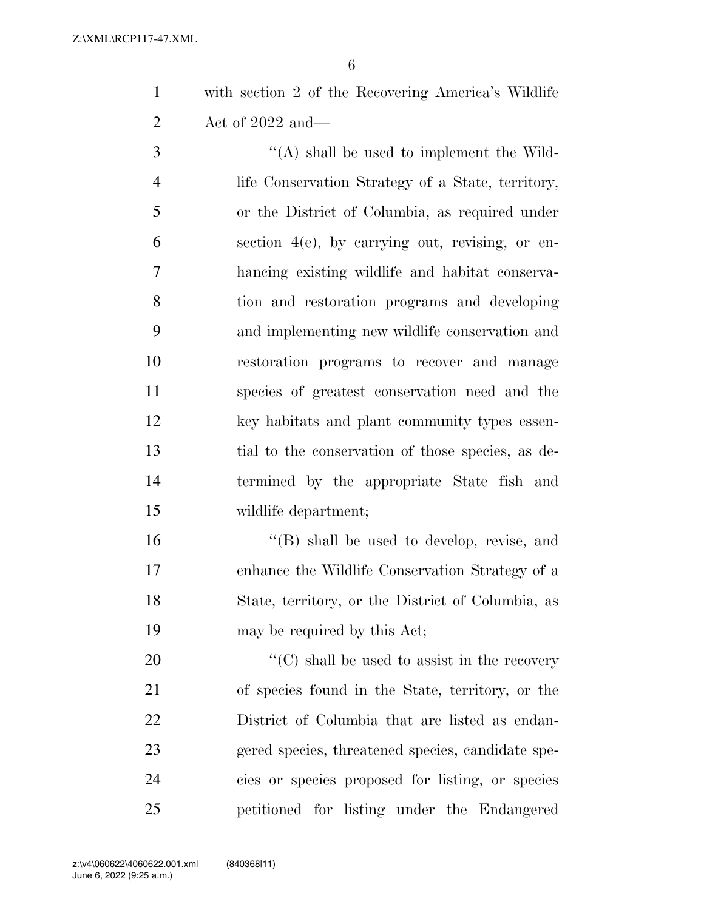with section 2 of the Recovering America's Wildlife Act of 2022 and—

"(A) shall be used to implement the Wildlife Conservation Strategy of a State, territory, or the District of Columbia, as required under section 4(e), by carrying out, revising, or enhancing existing wildlife and habitat conservation and restoration programs and developing and implementing new wildlife conservation and restoration programs to recover and manage species of greatest conservation need and the key habitats and plant community types essential to the conservation of those species, as determined by the appropriate State fish and wildlife department;

"(B) shall be used to develop, revise, and enhance the Wildlife Conservation Strategy of a State, territory, or the District of Columbia, as may be required by this Act;

"(C) shall be used to assist in the recovery of species found in the State, territory, or the District of Columbia that are listed as endangered species, threatened species, candidate species or species proposed for listing, or species petitioned for listing under the Endangered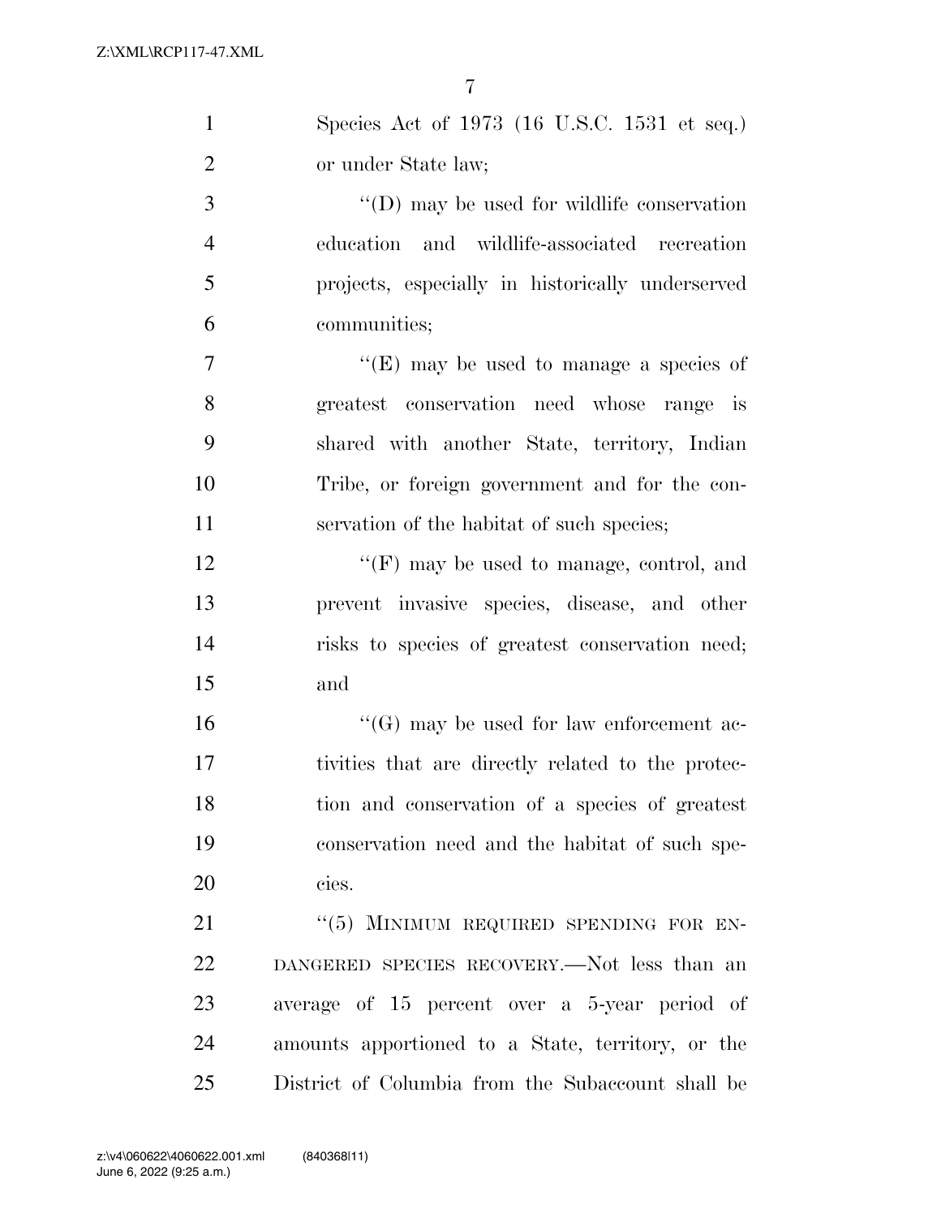Species Act of 1973 (16 U.S.C. 1531 et seq.) or under State law;

''(D) may be used for wildlife conservation education and wildlife-associated recreation projects, especially in historically underserved communities;

''(E) may be used to manage a species of greatest conservation need whose range is shared with another State, territory, Indian Tribe, or foreign government and for the conservation of the habitat of such species;

''(F) may be used to manage, control, and prevent invasive species, disease, and other risks to species of greatest conservation need; and

''(G) may be used for law enforcement activities that are directly related to the protection and conservation of a species of greatest conservation need and the habitat of such species.

''(5) MINIMUM REQUIRED SPENDING FOR ENDANGERED SPECIES RECOVERY.—Not less than an average of 15 percent over a 5-year period of amounts apportioned to a State, territory, or the District of Columbia from the Subaccount shall be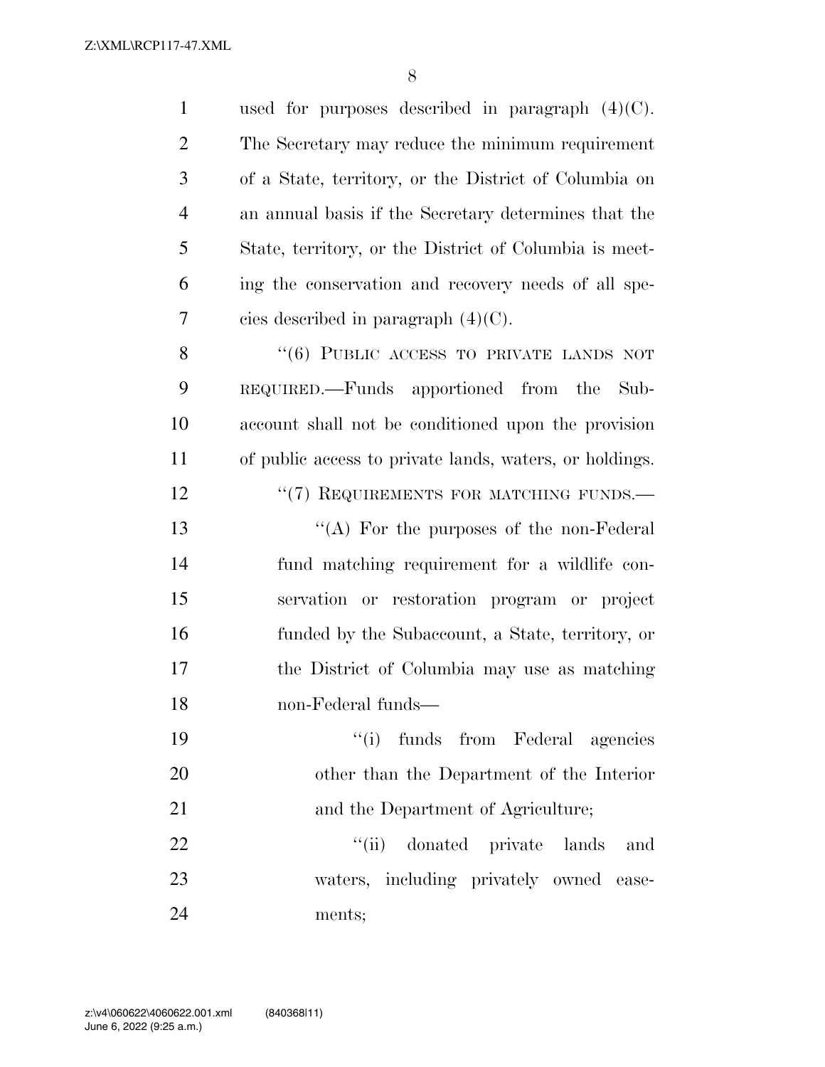used for purposes described in paragraph (4)(C). The Secretary may reduce the minimum requirement of a State, territory, or the District of Columbia on an annual basis if the Secretary determines that the State, territory, or the District of Columbia is meeting the conservation and recovery needs of all species described in paragraph (4)(C).

''(6) PUBLIC ACCESS TO PRIVATE LANDS NOT REQUIRED.—Funds apportioned from the Subaccount shall not be conditioned upon the provision of public access to private lands, waters, or holdings.

''(7) REQUIREMENTS FOR MATCHING FUNDS.—

''(A) For the purposes of the non-Federal fund matching requirement for a wildlife conservation or restoration program or project funded by the Subaccount, a State, territory, or the District of Columbia may use as matching non-Federal funds—

''(i) funds from Federal agencies other than the Department of the Interior and the Department of Agriculture;

''(ii) donated private lands and waters, including privately owned easements;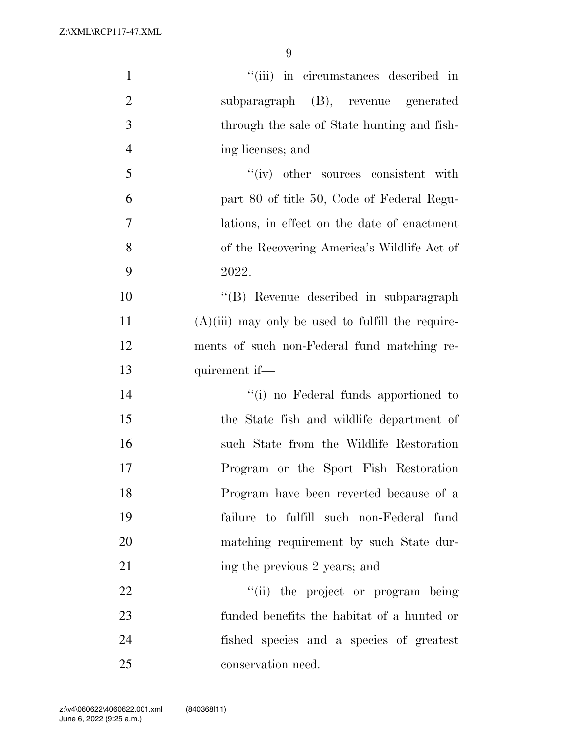"(iii) in circumstances described in subparagraph (B), revenue generated through the sale of State hunting and fishing licenses; and

"(iv) other sources consistent with part 80 of title 50, Code of Federal Regulations, in effect on the date of enactment of the Recovering America's Wildlife Act of 2022.

"(B) Revenue described in subparagraph (A)(iii) may only be used to fulfill the requirements of such non-Federal fund matching requirement if—

"(i) no Federal funds apportioned to the State fish and wildlife department of such State from the Wildlife Restoration Program or the Sport Fish Restoration Program have been reverted because of a failure to fulfill such non-Federal fund matching requirement by such State during the previous 2 years; and

"(ii) the project or program being funded benefits the habitat of a hunted or fished species and a species of greatest conservation need.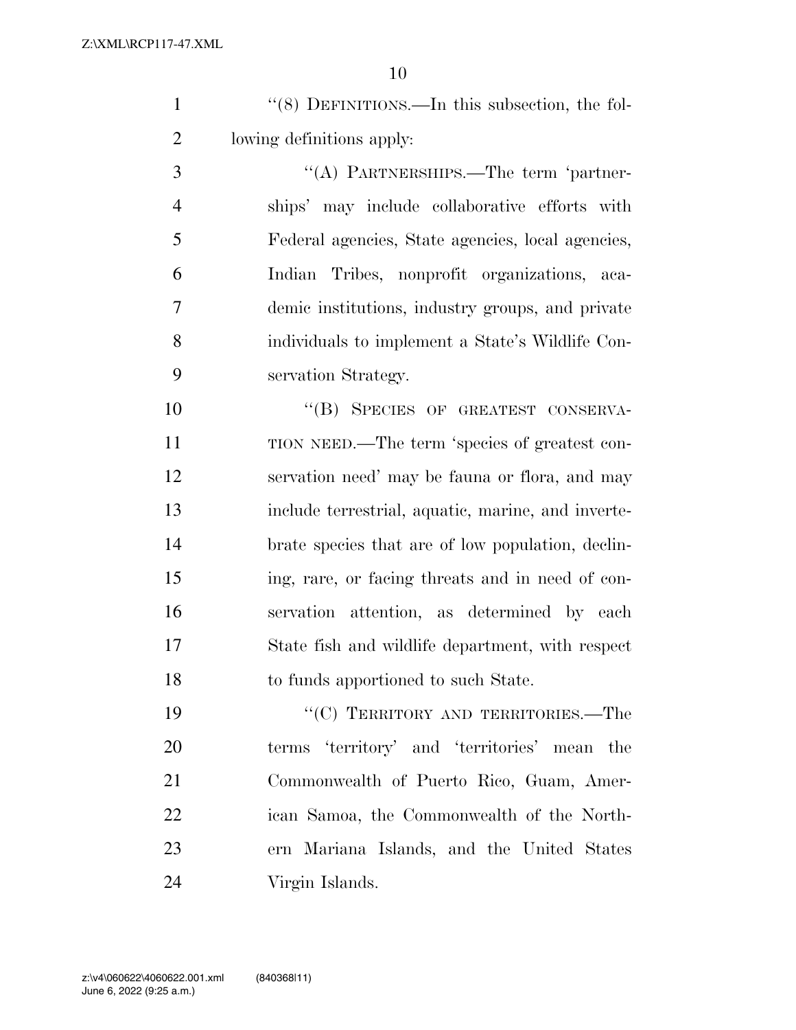''(8) DEFINITIONS.—In this subsection, the following definitions apply:

''(A) PARTNERSHIPS.—The term 'partnerships' may include collaborative efforts with Federal agencies, State agencies, local agencies, Indian Tribes, nonprofit organizations, academic institutions, industry groups, and private individuals to implement a State's Wildlife Conservation Strategy.

''(B) SPECIES OF GREATEST CONSERVATION NEED.—The term 'species of greatest conservation need' may be fauna or flora, and may include terrestrial, aquatic, marine, and invertebrate species that are of low population, declining, rare, or facing threats and in need of conservation attention, as determined by each State fish and wildlife department, with respect to funds apportioned to such State.

''(C) TERRITORY AND TERRITORIES.—The terms 'territory' and 'territories' mean the Commonwealth of Puerto Rico, Guam, American Samoa, the Commonwealth of the Northern Mariana Islands, and the United States Virgin Islands.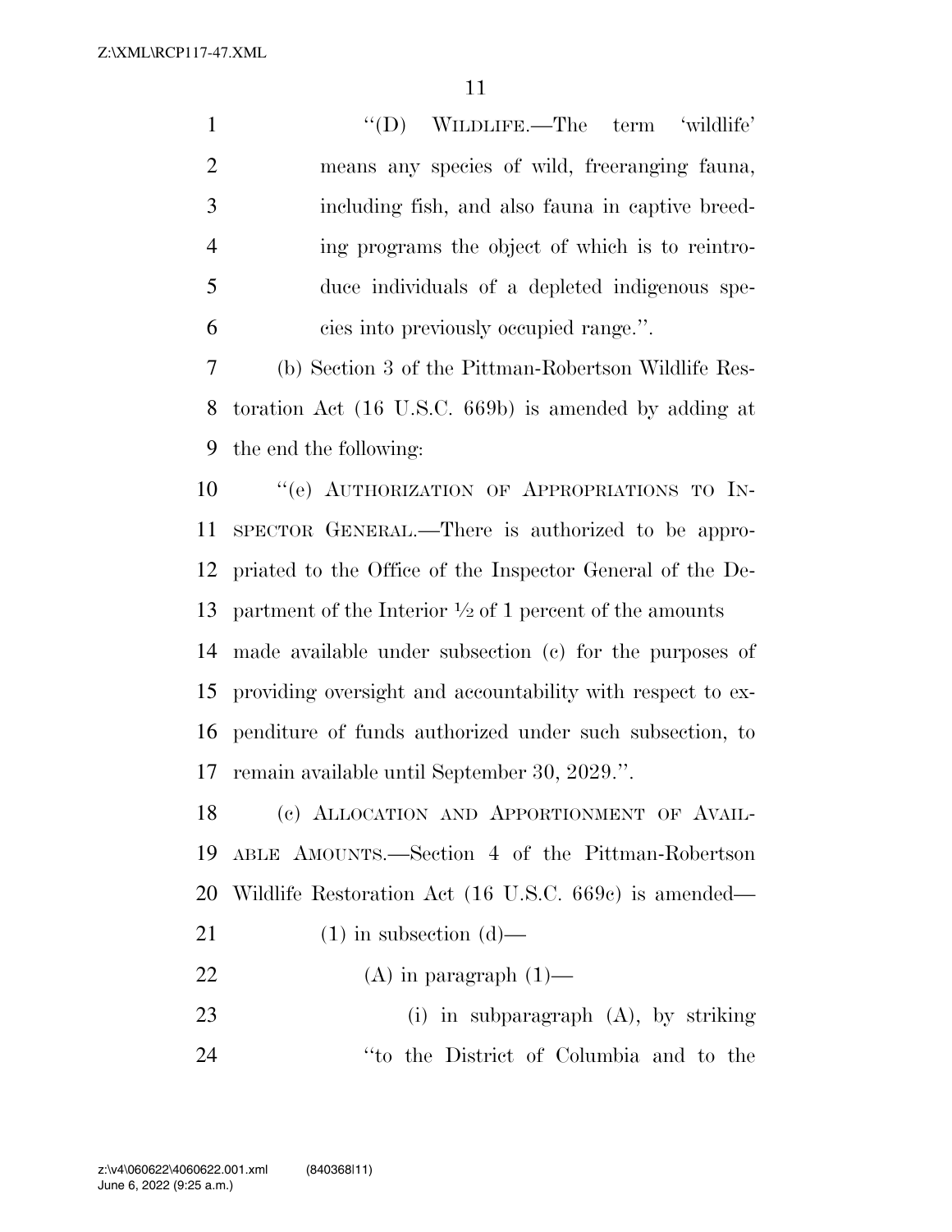"(D) WILDLIFE.—The term 'wildlife' means any species of wild, freeranging fauna, including fish, and also fauna in captive breeding programs the object of which is to reintroduce individuals of a depleted indigenous species into previously occupied range.".

(b) Section 3 of the Pittman-Robertson Wildlife Restoration Act (16 U.S.C. 669b) is amended by adding at the end the following:

"(e) AUTHORIZATION OF APPROPRIATIONS TO INSPECTOR GENERAL.—There is authorized to be appropriated to the Office of the Inspector General of the Department of the Interior ½ of 1 percent of the amounts made available under subsection (c) for the purposes of providing oversight and accountability with respect to expenditure of funds authorized under such subsection, to remain available until September 30, 2029.".

(c) ALLOCATION AND APPORTIONMENT OF AVAILABLE AMOUNTS.—Section 4 of the Pittman-Robertson Wildlife Restoration Act (16 U.S.C. 669c) is amended—

(1) in subsection (d)—

(A) in paragraph (1)—

(i) in subparagraph (A), by striking "to the District of Columbia and to the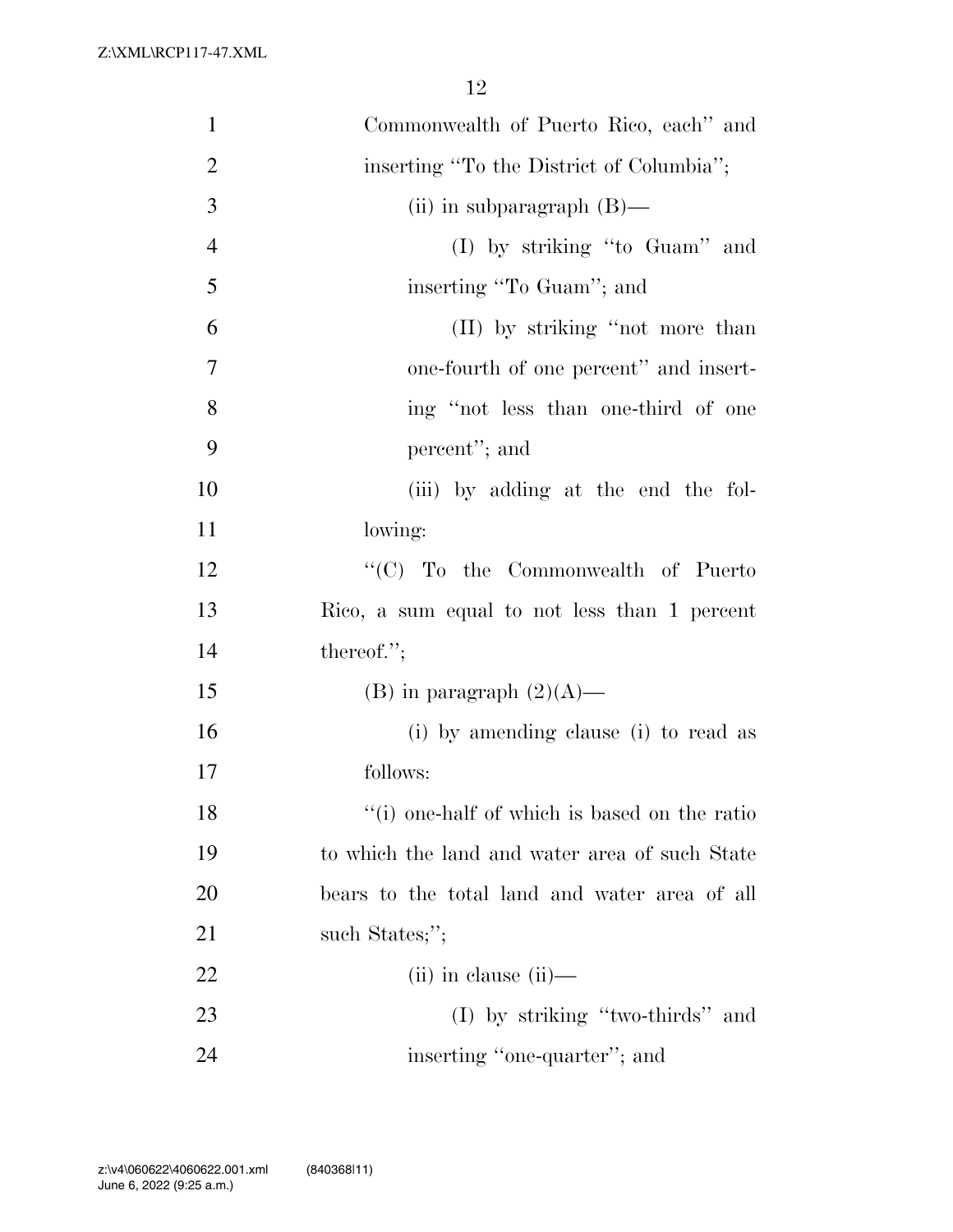Commonwealth of Puerto Rico, each'' and inserting ''To the District of Columbia'';

(ii) in subparagraph (B)—

(I) by striking ''to Guam'' and inserting ''To Guam''; and

(II) by striking ''not more than one-fourth of one percent'' and inserting ''not less than one-third of one percent''; and

(iii) by adding at the end the following:

''(C) To the Commonwealth of Puerto Rico, a sum equal to not less than 1 percent thereof.'';

(B) in paragraph (2)(A)—

(i) by amending clause (i) to read as follows:

''(i) one-half of which is based on the ratio to which the land and water area of such State bears to the total land and water area of all such States;'';

(ii) in clause (ii)—

(I) by striking ''two-thirds'' and inserting ''one-quarter''; and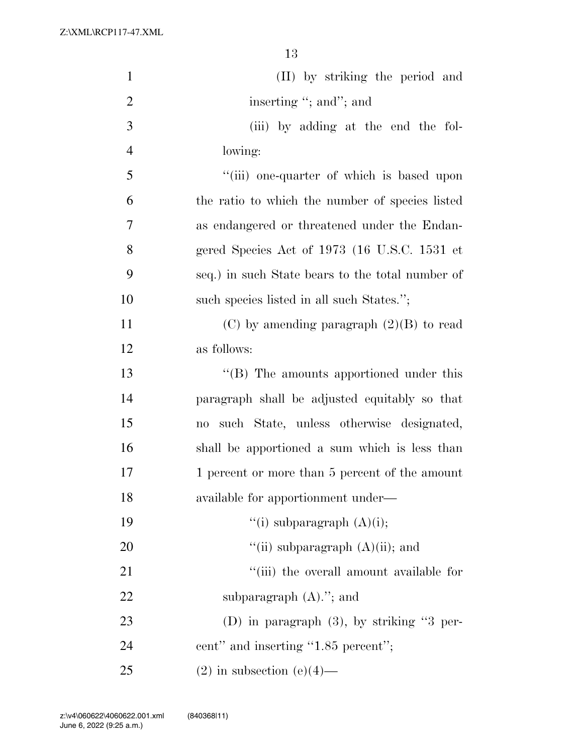(II) by striking the period and inserting ''; and''; and

(iii) by adding at the end the following:

''(iii) one-quarter of which is based upon the ratio to which the number of species listed as endangered or threatened under the Endangered Species Act of 1973 (16 U.S.C. 1531 et seq.) in such State bears to the total number of such species listed in all such States.'';

(C) by amending paragraph (2)(B) to read as follows:

''(B) The amounts apportioned under this paragraph shall be adjusted equitably so that no such State, unless otherwise designated, shall be apportioned a sum which is less than 1 percent or more than 5 percent of the amount available for apportionment under—

''(i) subparagraph (A)(i);

''(ii) subparagraph (A)(ii); and

''(iii) the overall amount available for subparagraph (A).''; and

(D) in paragraph (3), by striking ''3 percent'' and inserting ''1.85 percent'';

(2) in subsection (e)(4)—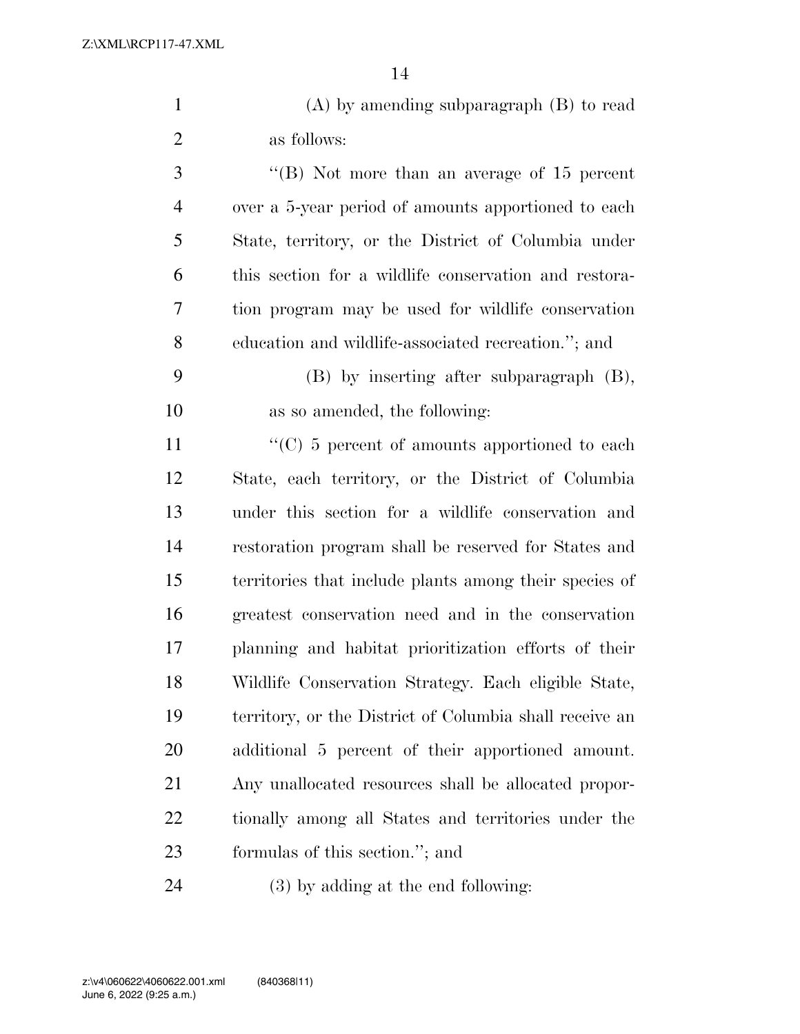(A) by amending subparagraph (B) to read as follows:

"(B) Not more than an average of 15 percent over a 5-year period of amounts apportioned to each State, territory, or the District of Columbia under this section for a wildlife conservation and restoration program may be used for wildlife conservation education and wildlife-associated recreation."; and

(B) by inserting after subparagraph (B), as so amended, the following:

"(C) 5 percent of amounts apportioned to each State, each territory, or the District of Columbia under this section for a wildlife conservation and restoration program shall be reserved for States and territories that include plants among their species of greatest conservation need and in the conservation planning and habitat prioritization efforts of their Wildlife Conservation Strategy. Each eligible State, territory, or the District of Columbia shall receive an additional 5 percent of their apportioned amount. Any unallocated resources shall be allocated proportionally among all States and territories under the formulas of this section."; and

(3) by adding at the end following: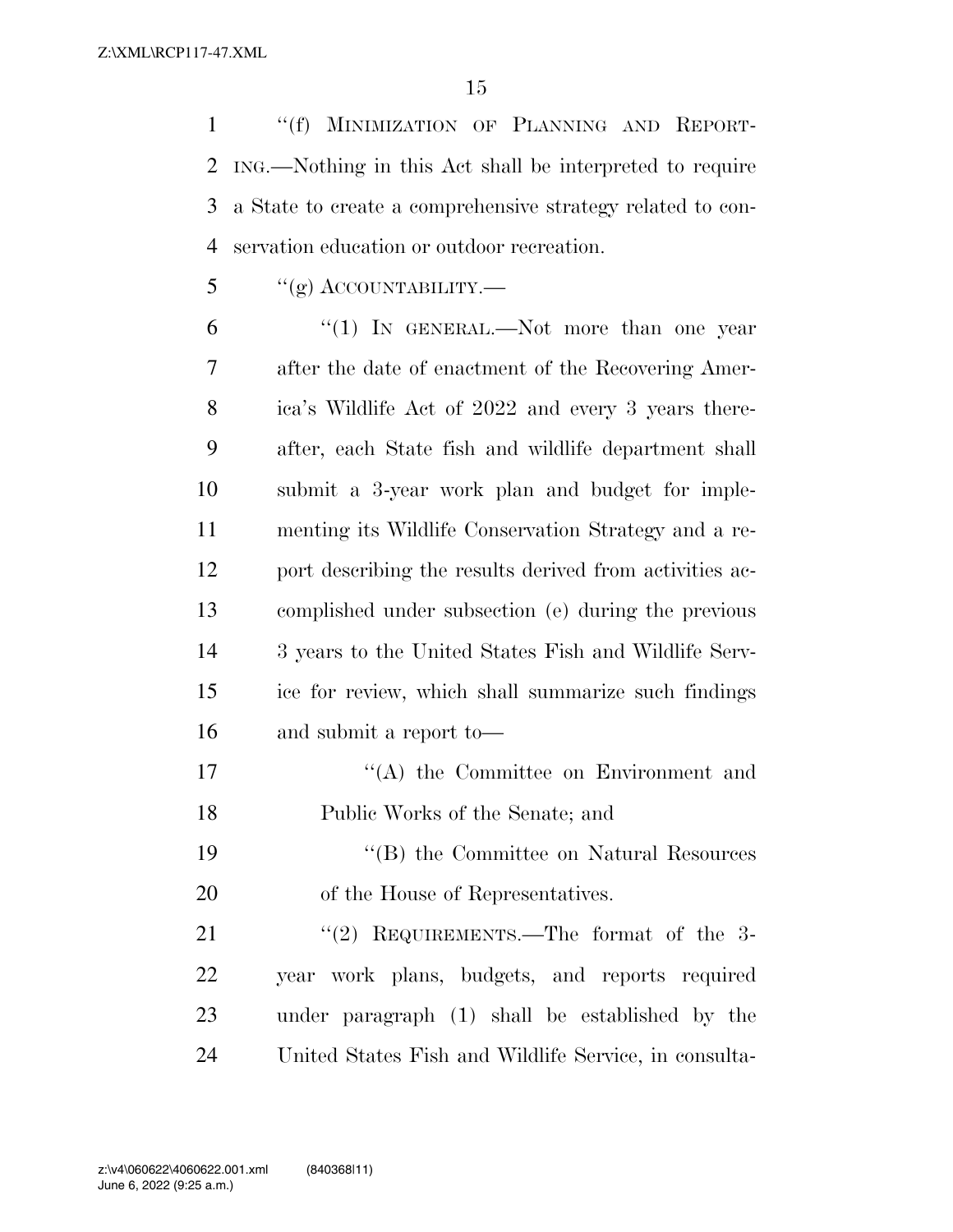"(f) MINIMIZATION OF PLANNING AND REPORTING.—Nothing in this Act shall be interpreted to require a State to create a comprehensive strategy related to conservation education or outdoor recreation.

"(g) ACCOUNTABILITY.—

"(1) IN GENERAL.—Not more than one year after the date of enactment of the Recovering America's Wildlife Act of 2022 and every 3 years thereafter, each State fish and wildlife department shall submit a 3-year work plan and budget for implementing its Wildlife Conservation Strategy and a report describing the results derived from activities accomplished under subsection (e) during the previous 3 years to the United States Fish and Wildlife Service for review, which shall summarize such findings and submit a report to—

"(A) the Committee on Environment and Public Works of the Senate; and

"(B) the Committee on Natural Resources of the House of Representatives.

"(2) REQUIREMENTS.—The format of the 3-year work plans, budgets, and reports required under paragraph (1) shall be established by the United States Fish and Wildlife Service, in consulta-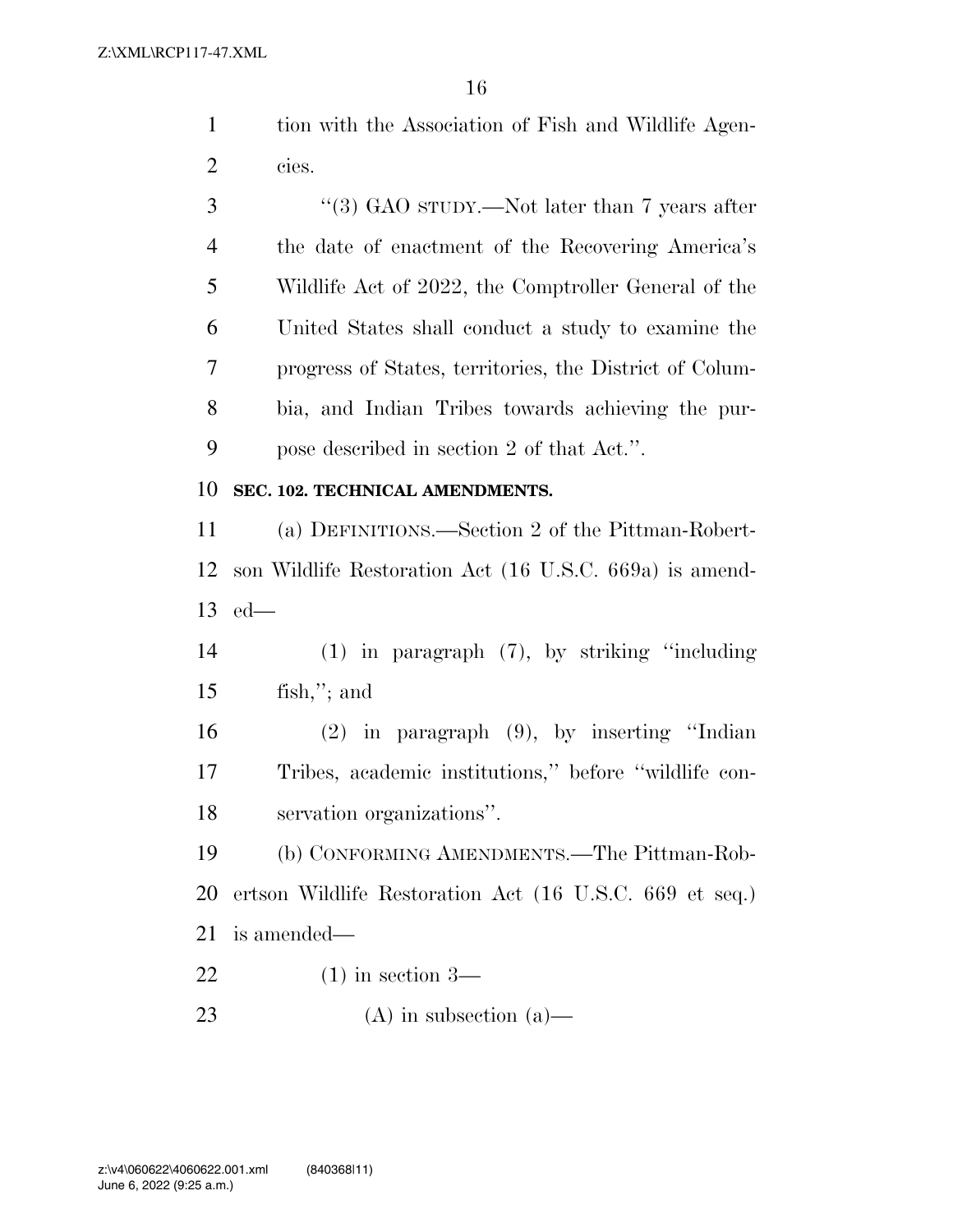tion with the Association of Fish and Wildlife Agencies.

"(3) GAO STUDY.—Not later than 7 years after the date of enactment of the Recovering America's Wildlife Act of 2022, the Comptroller General of the United States shall conduct a study to examine the progress of States, territories, the District of Columbia, and Indian Tribes towards achieving the purpose described in section 2 of that Act.".

**SEC. 102. TECHNICAL AMENDMENTS.**

(a) DEFINITIONS.—Section 2 of the Pittman-Robertson Wildlife Restoration Act (16 U.S.C. 669a) is amended—

(1) in paragraph (7), by striking "including fish,"; and

(2) in paragraph (9), by inserting "Indian Tribes, academic institutions," before "wildlife conservation organizations".

(b) CONFORMING AMENDMENTS.—The Pittman-Robertson Wildlife Restoration Act (16 U.S.C. 669 et seq.) is amended—

(1) in section 3—

(A) in subsection (a)—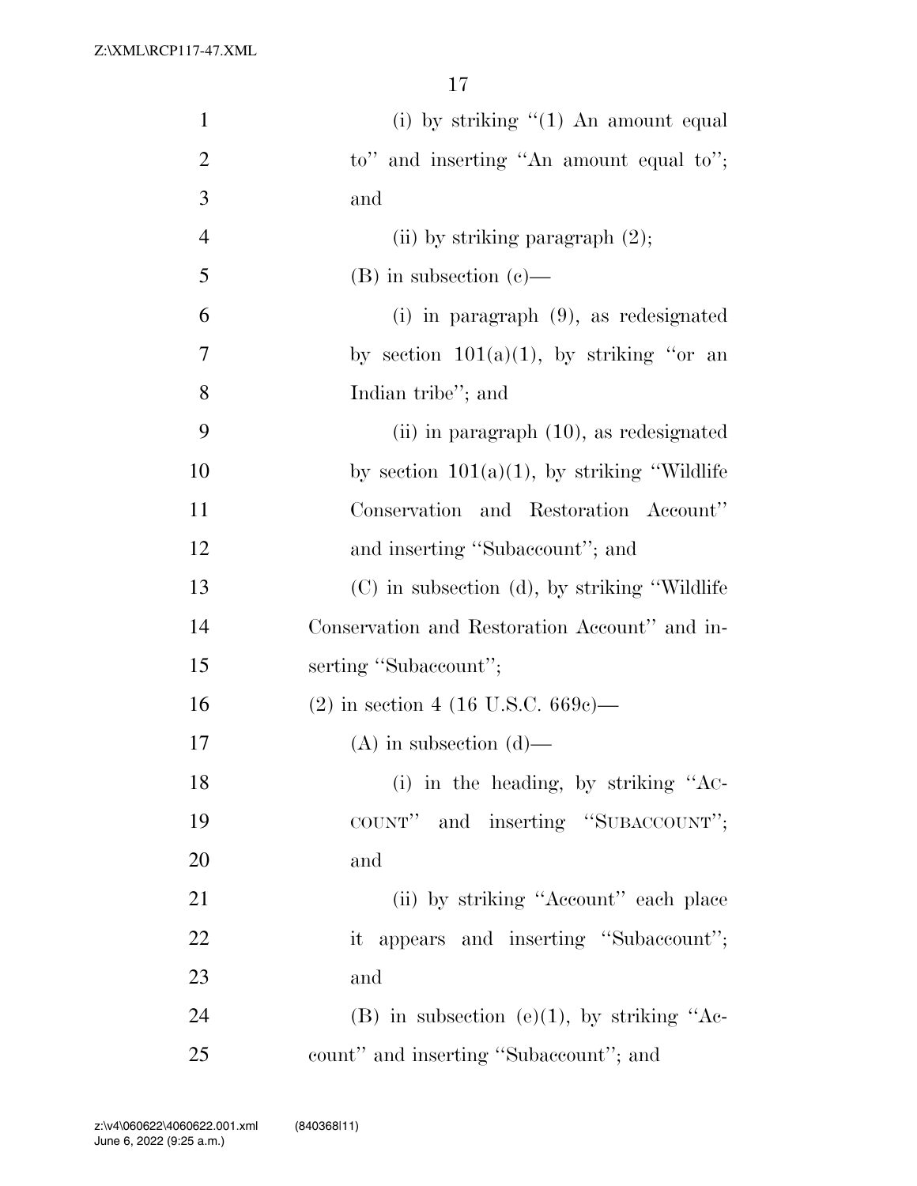(i) by striking "(1) An amount equal to" and inserting "An amount equal to"; and

(ii) by striking paragraph (2);

(B) in subsection (c)—

(i) in paragraph (9), as redesignated by section 101(a)(1), by striking "or an Indian tribe"; and

(ii) in paragraph (10), as redesignated by section 101(a)(1), by striking "Wildlife Conservation and Restoration Account" and inserting "Subaccount"; and

(C) in subsection (d), by striking "Wildlife Conservation and Restoration Account" and inserting "Subaccount";

(2) in section 4 (16 U.S.C. 669c)—

(A) in subsection (d)—

(i) in the heading, by striking "ACCOUNT" and inserting "SUBACCOUNT"; and

(ii) by striking "Account" each place it appears and inserting "Subaccount"; and

(B) in subsection (e)(1), by striking "Account" and inserting "Subaccount"; and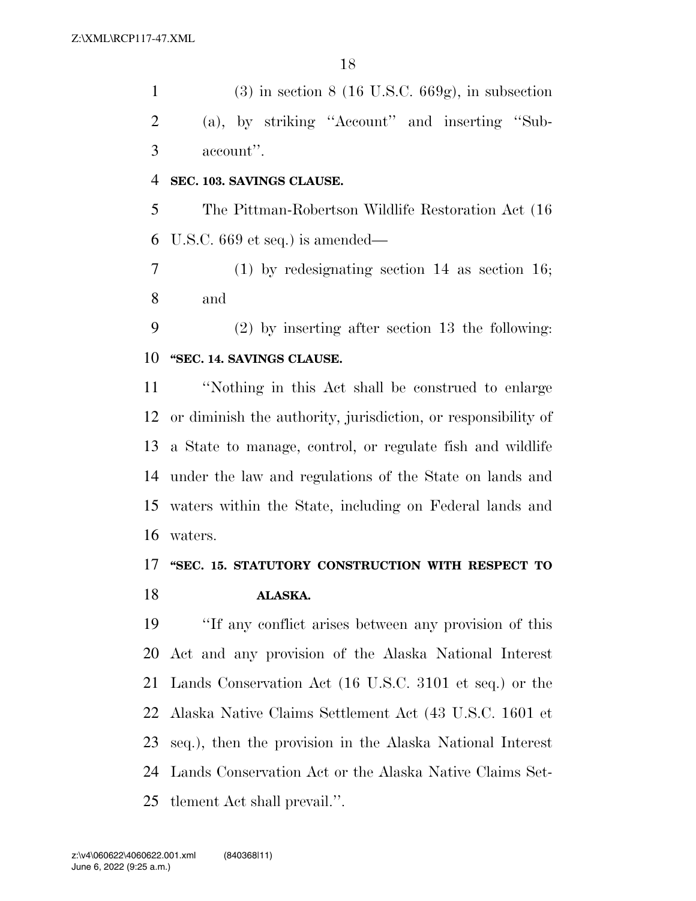(3) in section 8 (16 U.S.C. 669g), in subsection (a), by striking ''Account'' and inserting ''Subaccount''.

**SEC. 103. SAVINGS CLAUSE.**

The Pittman-Robertson Wildlife Restoration Act (16 U.S.C. 669 et seq.) is amended—

(1) by redesignating section 14 as section 16; and

(2) by inserting after section 13 the following:

**''SEC. 14. SAVINGS CLAUSE.**

''Nothing in this Act shall be construed to enlarge or diminish the authority, jurisdiction, or responsibility of a State to manage, control, or regulate fish and wildlife under the law and regulations of the State on lands and waters within the State, including on Federal lands and waters.

**''SEC. 15. STATUTORY CONSTRUCTION WITH RESPECT TO ALASKA.**

''If any conflict arises between any provision of this Act and any provision of the Alaska National Interest Lands Conservation Act (16 U.S.C. 3101 et seq.) or the Alaska Native Claims Settlement Act (43 U.S.C. 1601 et seq.), then the provision in the Alaska National Interest Lands Conservation Act or the Alaska Native Claims Settlement Act shall prevail.''.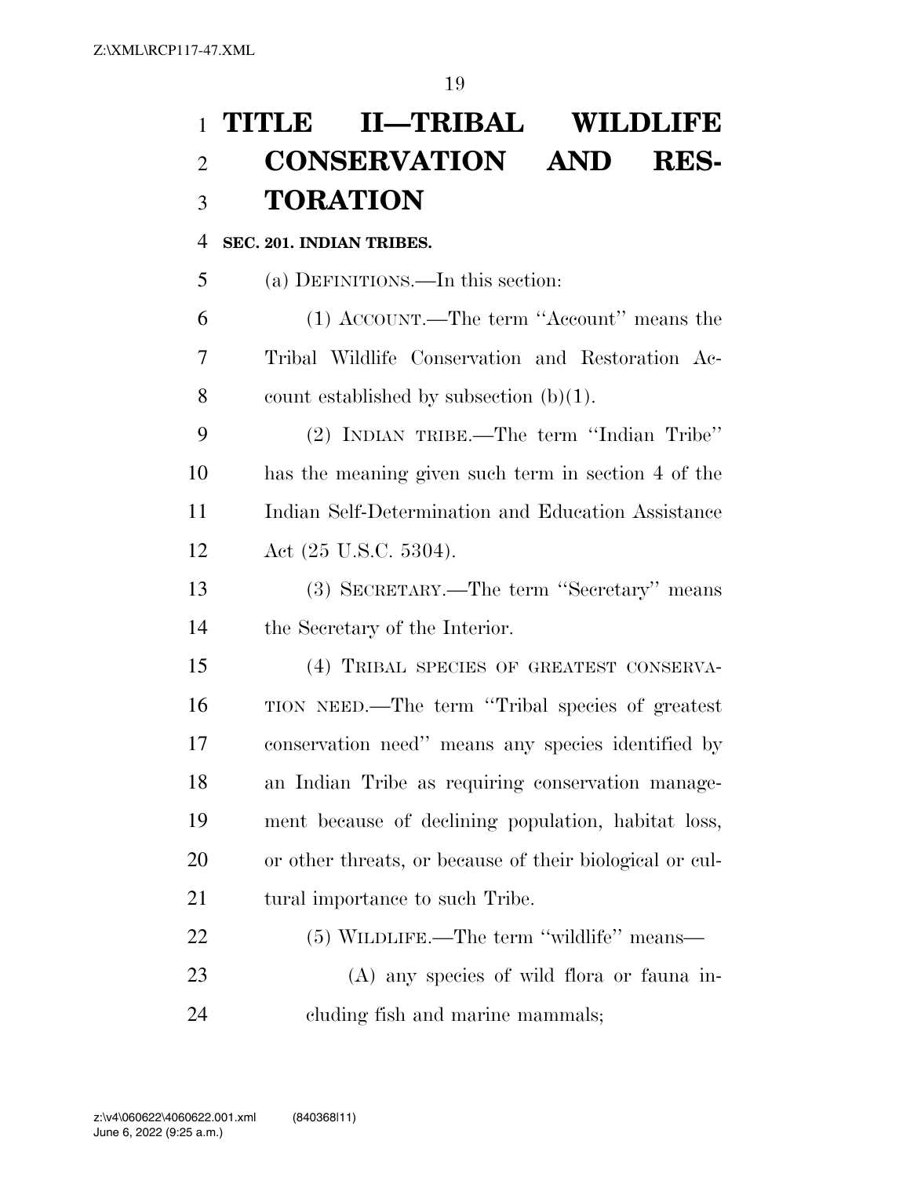# TITLE II—TRIBAL WILDLIFE CONSERVATION AND RESTORATION

## SEC. 201. INDIAN TRIBES.

(a) DEFINITIONS.—In this section:

(1) ACCOUNT.—The term ''Account'' means the Tribal Wildlife Conservation and Restoration Account established by subsection (b)(1).

(2) INDIAN TRIBE.—The term ''Indian Tribe'' has the meaning given such term in section 4 of the Indian Self-Determination and Education Assistance Act (25 U.S.C. 5304).

(3) SECRETARY.—The term ''Secretary'' means the Secretary of the Interior.

(4) TRIBAL SPECIES OF GREATEST CONSERVATION NEED.—The term ''Tribal species of greatest conservation need'' means any species identified by an Indian Tribe as requiring conservation management because of declining population, habitat loss, or other threats, or because of their biological or cultural importance to such Tribe.

(5) WILDLIFE.—The term ''wildlife'' means—

(A) any species of wild flora or fauna including fish and marine mammals;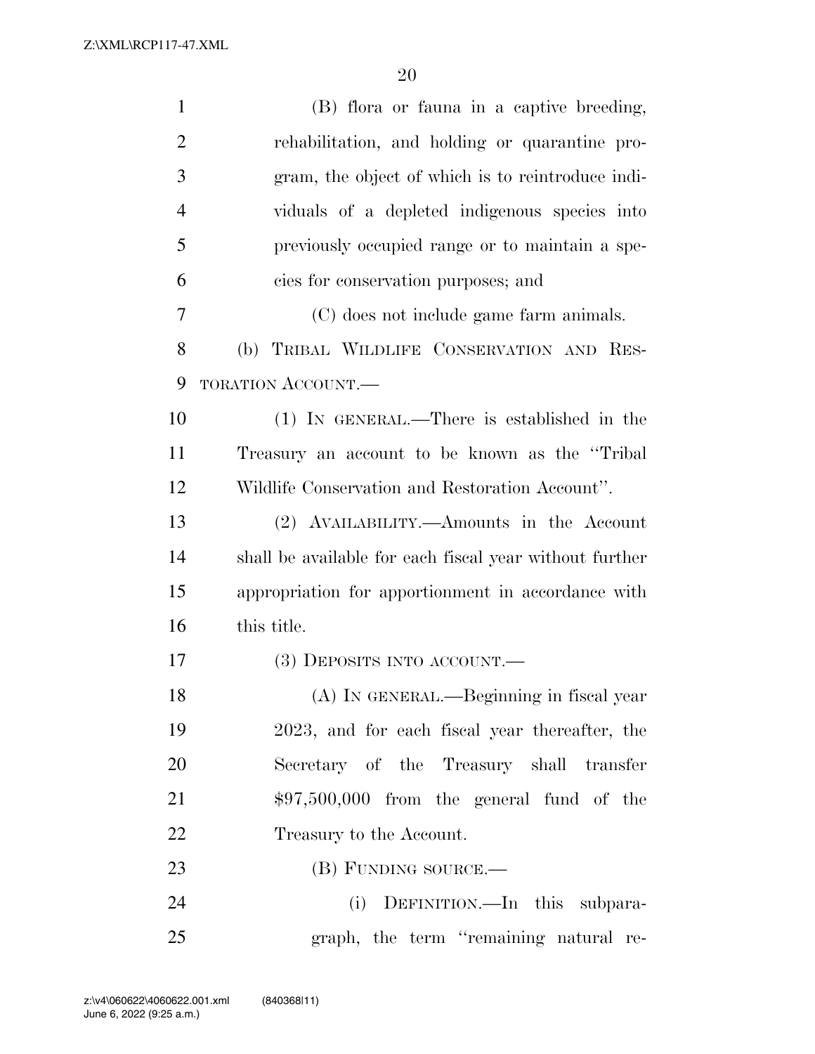(B) flora or fauna in a captive breeding, rehabilitation, and holding or quarantine program, the object of which is to reintroduce individuals of a depleted indigenous species into previously occupied range or to maintain a species for conservation purposes; and

(C) does not include game farm animals.

(b) TRIBAL WILDLIFE CONSERVATION AND RESTORATION ACCOUNT.—

(1) IN GENERAL.—There is established in the Treasury an account to be known as the "Tribal Wildlife Conservation and Restoration Account".

(2) AVAILABILITY.—Amounts in the Account shall be available for each fiscal year without further appropriation for apportionment in accordance with this title.

(3) DEPOSITS INTO ACCOUNT.—

(A) IN GENERAL.—Beginning in fiscal year 2023, and for each fiscal year thereafter, the Secretary of the Treasury shall transfer $97,500,000 from the general fund of the Treasury to the Account.

(B) FUNDING SOURCE.—

(i) DEFINITION.—In this subparagraph, the term "remaining natural re-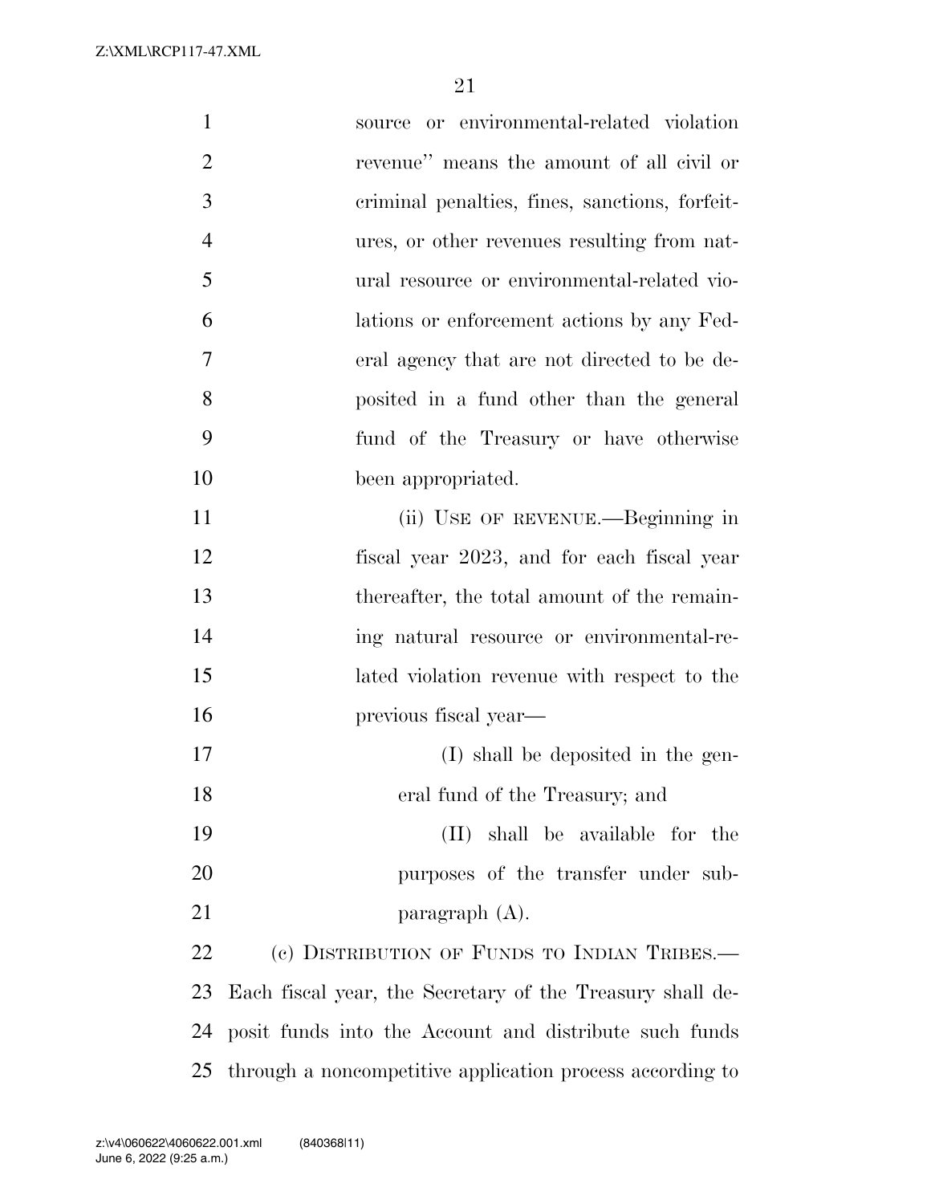source or environmental-related violation revenue'' means the amount of all civil or criminal penalties, fines, sanctions, forfeitures, or other revenues resulting from natural resource or environmental-related violations or enforcement actions by any Federal agency that are not directed to be deposited in a fund other than the general fund of the Treasury or have otherwise been appropriated.

(ii) USE OF REVENUE.—Beginning in fiscal year 2023, and for each fiscal year thereafter, the total amount of the remaining natural resource or environmental-related violation revenue with respect to the previous fiscal year—

(I) shall be deposited in the general fund of the Treasury; and

(II) shall be available for the purposes of the transfer under subparagraph (A).

(c) DISTRIBUTION OF FUNDS TO INDIAN TRIBES.—Each fiscal year, the Secretary of the Treasury shall deposit funds into the Account and distribute such funds through a noncompetitive application process according to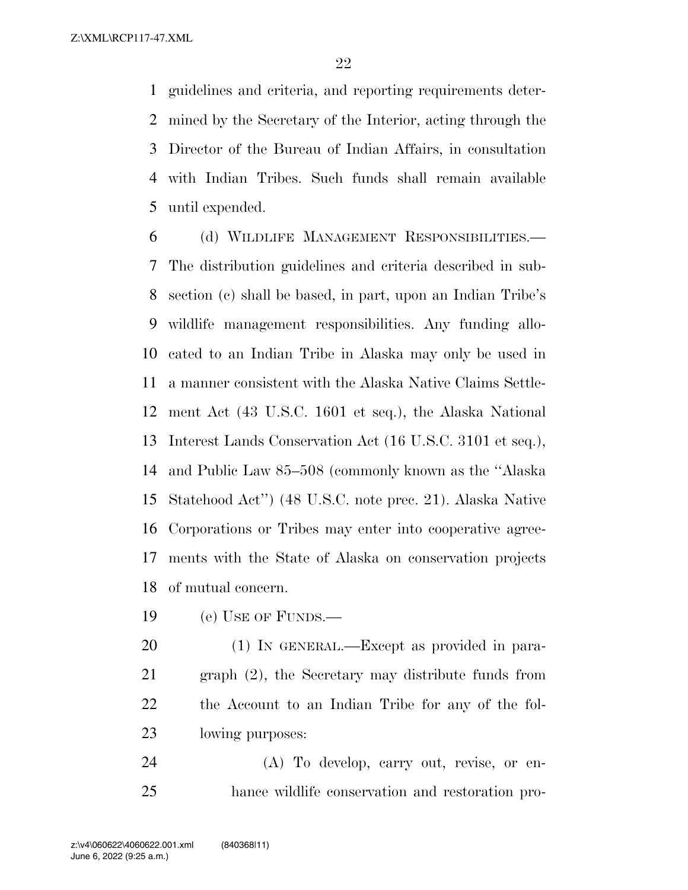guidelines and criteria, and reporting requirements determined by the Secretary of the Interior, acting through the Director of the Bureau of Indian Affairs, in consultation with Indian Tribes. Such funds shall remain available until expended.

(d) WILDLIFE MANAGEMENT RESPONSIBILITIES.—The distribution guidelines and criteria described in subsection (c) shall be based, in part, upon an Indian Tribe's wildlife management responsibilities. Any funding allocated to an Indian Tribe in Alaska may only be used in a manner consistent with the Alaska Native Claims Settlement Act (43 U.S.C. 1601 et seq.), the Alaska National Interest Lands Conservation Act (16 U.S.C. 3101 et seq.), and Public Law 85–508 (commonly known as the ''Alaska Statehood Act'') (48 U.S.C. note prec. 21). Alaska Native Corporations or Tribes may enter into cooperative agreements with the State of Alaska on conservation projects of mutual concern.

(e) USE OF FUNDS.—

(1) IN GENERAL.—Except as provided in paragraph (2), the Secretary may distribute funds from the Account to an Indian Tribe for any of the following purposes:

(A) To develop, carry out, revise, or enhance wildlife conservation and restoration pro-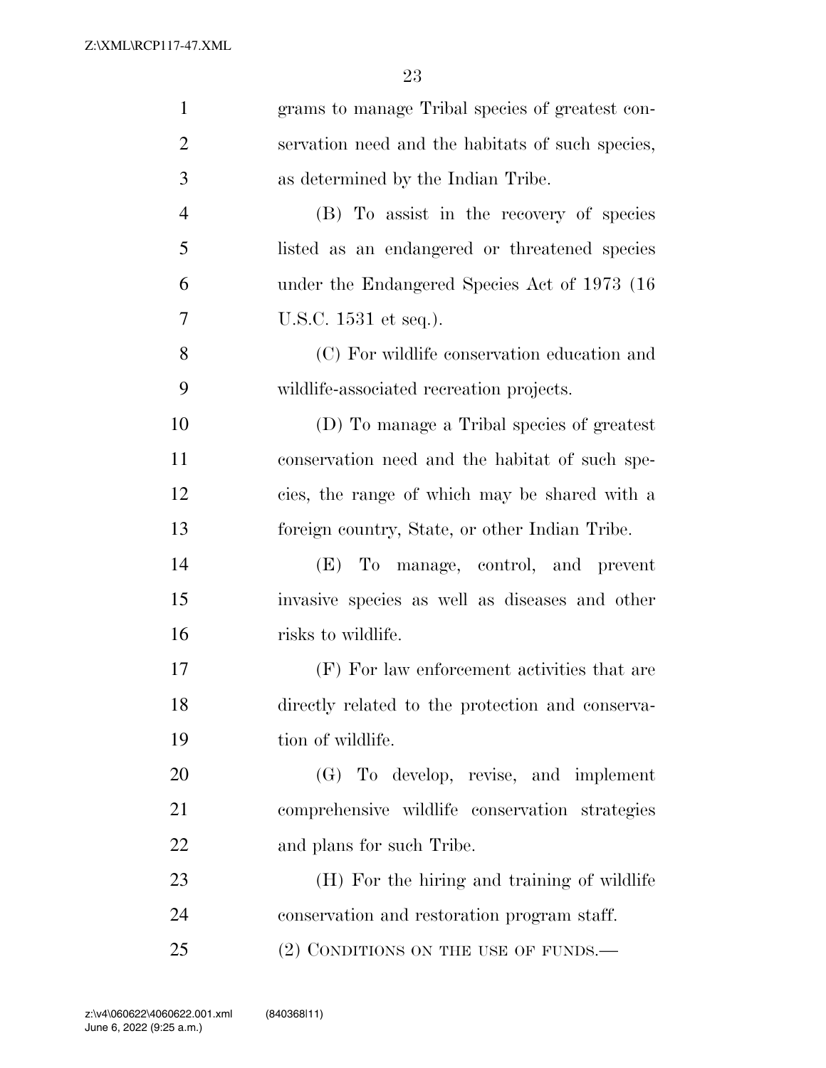grams to manage Tribal species of greatest conservation need and the habitats of such species, as determined by the Indian Tribe.

(B) To assist in the recovery of species listed as an endangered or threatened species under the Endangered Species Act of 1973 (16 U.S.C. 1531 et seq.).

(C) For wildlife conservation education and wildlife-associated recreation projects.

(D) To manage a Tribal species of greatest conservation need and the habitat of such species, the range of which may be shared with a foreign country, State, or other Indian Tribe.

(E) To manage, control, and prevent invasive species as well as diseases and other risks to wildlife.

(F) For law enforcement activities that are directly related to the protection and conservation of wildlife.

(G) To develop, revise, and implement comprehensive wildlife conservation strategies and plans for such Tribe.

(H) For the hiring and training of wildlife conservation and restoration program staff.

(2) CONDITIONS ON THE USE OF FUNDS.—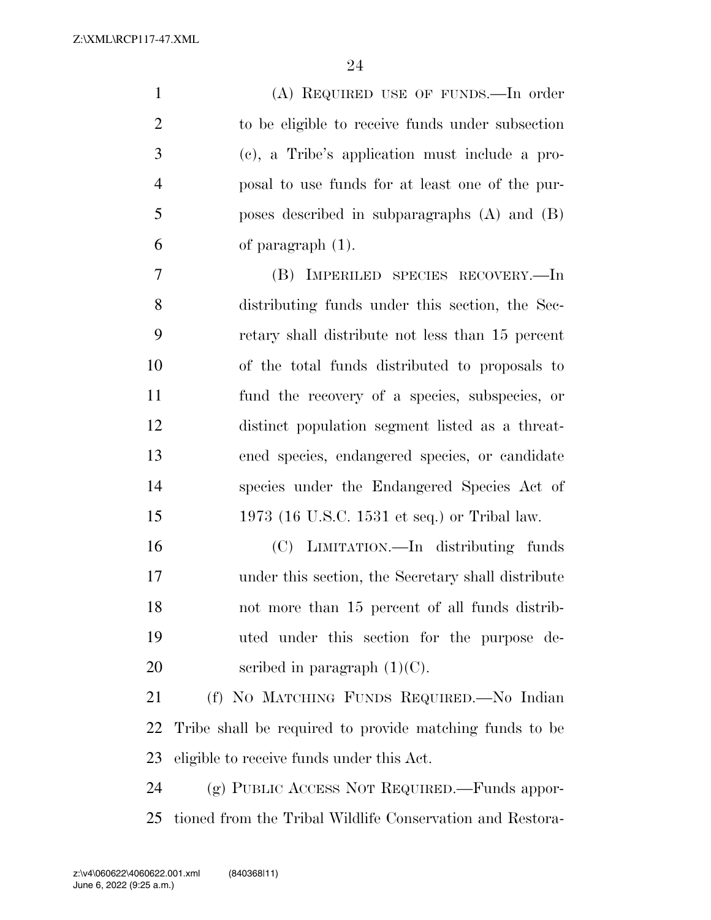(A) REQUIRED USE OF FUNDS.—In order to be eligible to receive funds under subsection (c), a Tribe's application must include a proposal to use funds for at least one of the purposes described in subparagraphs (A) and (B) of paragraph (1).

(B) IMPERILED SPECIES RECOVERY.—In distributing funds under this section, the Secretary shall distribute not less than 15 percent of the total funds distributed to proposals to fund the recovery of a species, subspecies, or distinct population segment listed as a threatened species, endangered species, or candidate species under the Endangered Species Act of 1973 (16 U.S.C. 1531 et seq.) or Tribal law.

(C) LIMITATION.—In distributing funds under this section, the Secretary shall distribute not more than 15 percent of all funds distributed under this section for the purpose described in paragraph (1)(C).

(f) NO MATCHING FUNDS REQUIRED.—No Indian Tribe shall be required to provide matching funds to be eligible to receive funds under this Act.

(g) PUBLIC ACCESS NOT REQUIRED.—Funds apportioned from the Tribal Wildlife Conservation and Restora-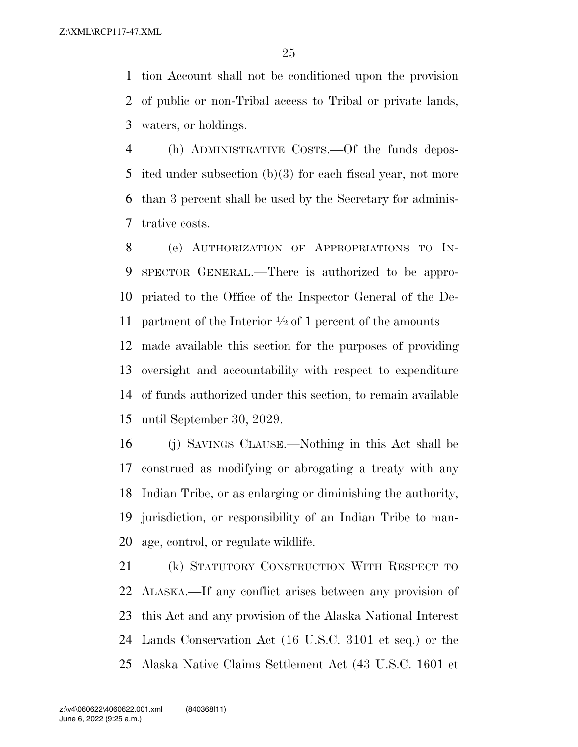tion Account shall not be conditioned upon the provision of public or non-Tribal access to Tribal or private lands, waters, or holdings.

(h) ADMINISTRATIVE COSTS.—Of the funds deposited under subsection (b)(3) for each fiscal year, not more than 3 percent shall be used by the Secretary for administrative costs.

(e) AUTHORIZATION OF APPROPRIATIONS TO INSPECTOR GENERAL.—There is authorized to be appropriated to the Office of the Inspector General of the Department of the Interior ½ of 1 percent of the amounts made available this section for the purposes of providing oversight and accountability with respect to expenditure of funds authorized under this section, to remain available until September 30, 2029.

(j) SAVINGS CLAUSE.—Nothing in this Act shall be construed as modifying or abrogating a treaty with any Indian Tribe, or as enlarging or diminishing the authority, jurisdiction, or responsibility of an Indian Tribe to manage, control, or regulate wildlife.

(k) STATUTORY CONSTRUCTION WITH RESPECT TO ALASKA.—If any conflict arises between any provision of this Act and any provision of the Alaska National Interest Lands Conservation Act (16 U.S.C. 3101 et seq.) or the Alaska Native Claims Settlement Act (43 U.S.C. 1601 et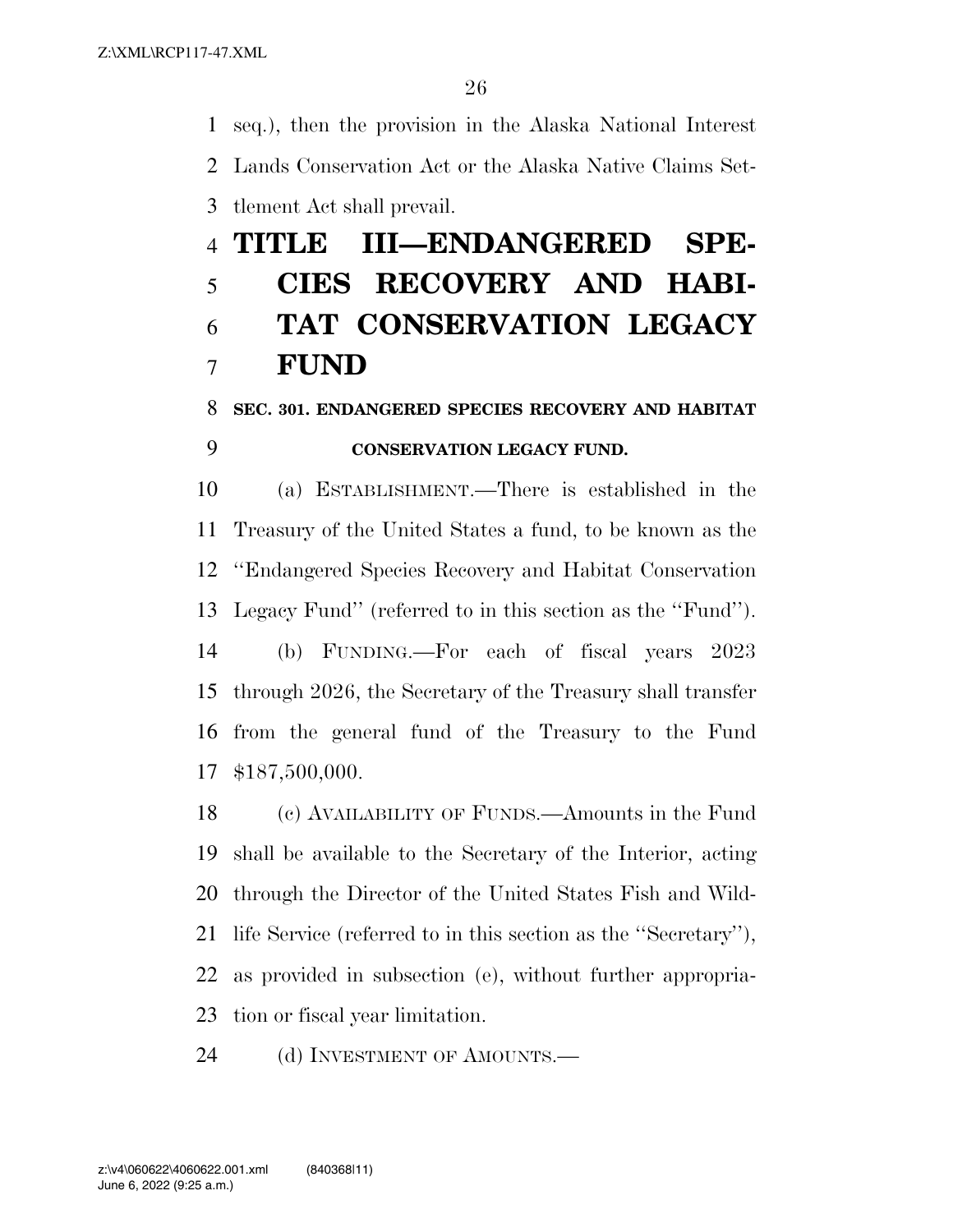seq.), then the provision in the Alaska National Interest Lands Conservation Act or the Alaska Native Claims Settlement Act shall prevail.

# TITLE III—ENDANGERED SPECIES RECOVERY AND HABITAT CONSERVATION LEGACY FUND

### SEC. 301. ENDANGERED SPECIES RECOVERY AND HABITAT CONSERVATION LEGACY FUND.

(a) ESTABLISHMENT.—There is established in the Treasury of the United States a fund, to be known as the ''Endangered Species Recovery and Habitat Conservation Legacy Fund'' (referred to in this section as the ''Fund'').

(b) FUNDING.—For each of fiscal years 2023 through 2026, the Secretary of the Treasury shall transfer from the general fund of the Treasury to the Fund $187,500,000.

(c) AVAILABILITY OF FUNDS.—Amounts in the Fund shall be available to the Secretary of the Interior, acting through the Director of the United States Fish and Wildlife Service (referred to in this section as the ''Secretary''), as provided in subsection (e), without further appropriation or fiscal year limitation.

(d) INVESTMENT OF AMOUNTS.—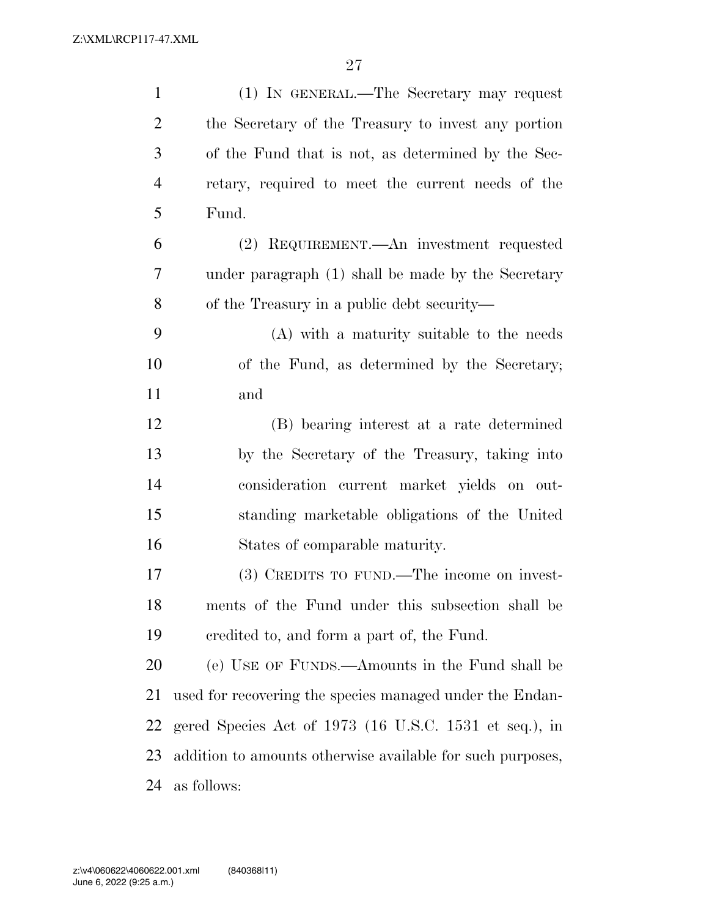(1) IN GENERAL.—The Secretary may request the Secretary of the Treasury to invest any portion of the Fund that is not, as determined by the Secretary, required to meet the current needs of the Fund.

(2) REQUIREMENT.—An investment requested under paragraph (1) shall be made by the Secretary of the Treasury in a public debt security—

(A) with a maturity suitable to the needs of the Fund, as determined by the Secretary; and

(B) bearing interest at a rate determined by the Secretary of the Treasury, taking into consideration current market yields on outstanding marketable obligations of the United States of comparable maturity.

(3) CREDITS TO FUND.—The income on investments of the Fund under this subsection shall be credited to, and form a part of, the Fund.

(e) USE OF FUNDS.—Amounts in the Fund shall be used for recovering the species managed under the Endangered Species Act of 1973 (16 U.S.C. 1531 et seq.), in addition to amounts otherwise available for such purposes, as follows: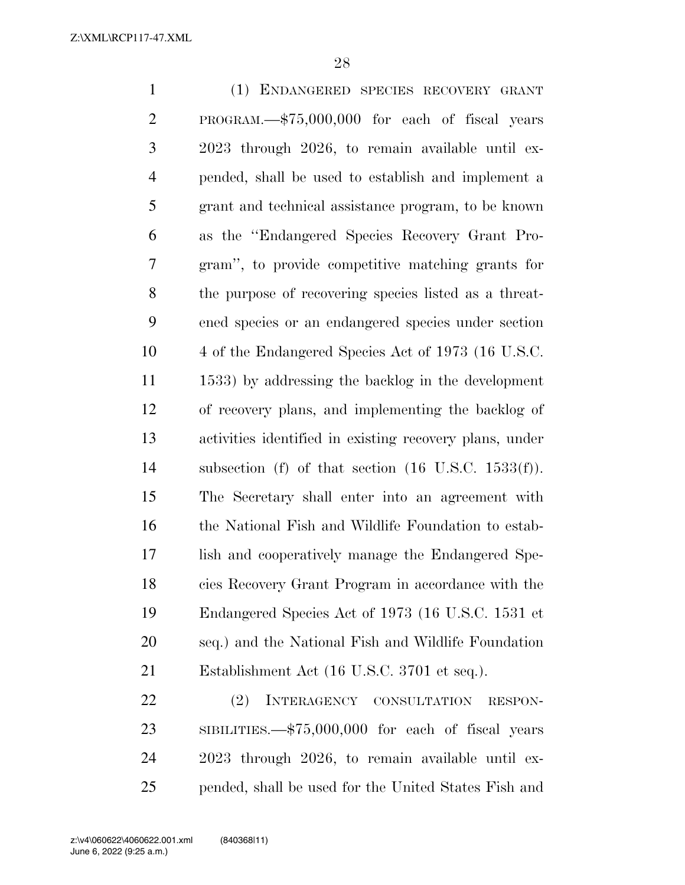(1) ENDANGERED SPECIES RECOVERY GRANT PROGRAM.—$75,000,000 for each of fiscal years 2023 through 2026, to remain available until expended, shall be used to establish and implement a grant and technical assistance program, to be known as the ''Endangered Species Recovery Grant Program'', to provide competitive matching grants for the purpose of recovering species listed as a threatened species or an endangered species under section 4 of the Endangered Species Act of 1973 (16 U.S.C. 1533) by addressing the backlog in the development of recovery plans, and implementing the backlog of activities identified in existing recovery plans, under subsection (f) of that section (16 U.S.C. 1533(f)). The Secretary shall enter into an agreement with the National Fish and Wildlife Foundation to establish and cooperatively manage the Endangered Species Recovery Grant Program in accordance with the Endangered Species Act of 1973 (16 U.S.C. 1531 et seq.) and the National Fish and Wildlife Foundation Establishment Act (16 U.S.C. 3701 et seq.).

(2) INTERAGENCY CONSULTATION RESPONSIBILITIES.—$75,000,000 for each of fiscal years 2023 through 2026, to remain available until expended, shall be used for the United States Fish and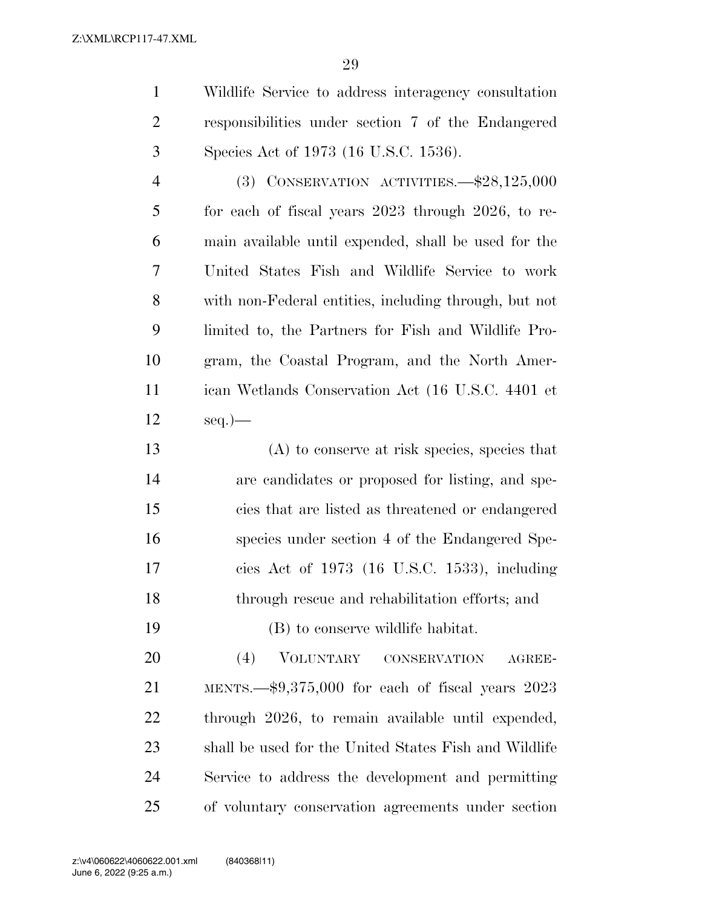Wildlife Service to address interagency consultation responsibilities under section 7 of the Endangered Species Act of 1973 (16 U.S.C. 1536).

(3) CONSERVATION ACTIVITIES.—$28,125,000 for each of fiscal years 2023 through 2026, to remain available until expended, shall be used for the United States Fish and Wildlife Service to work with non-Federal entities, including through, but not limited to, the Partners for Fish and Wildlife Program, the Coastal Program, and the North American Wetlands Conservation Act (16 U.S.C. 4401 et seq.)—

(A) to conserve at risk species, species that are candidates or proposed for listing, and species that are listed as threatened or endangered species under section 4 of the Endangered Species Act of 1973 (16 U.S.C. 1533), including through rescue and rehabilitation efforts; and

(B) to conserve wildlife habitat.

(4) VOLUNTARY CONSERVATION AGREEMENTS.—$9,375,000 for each of fiscal years 2023 through 2026, to remain available until expended, shall be used for the United States Fish and Wildlife Service to address the development and permitting of voluntary conservation agreements under section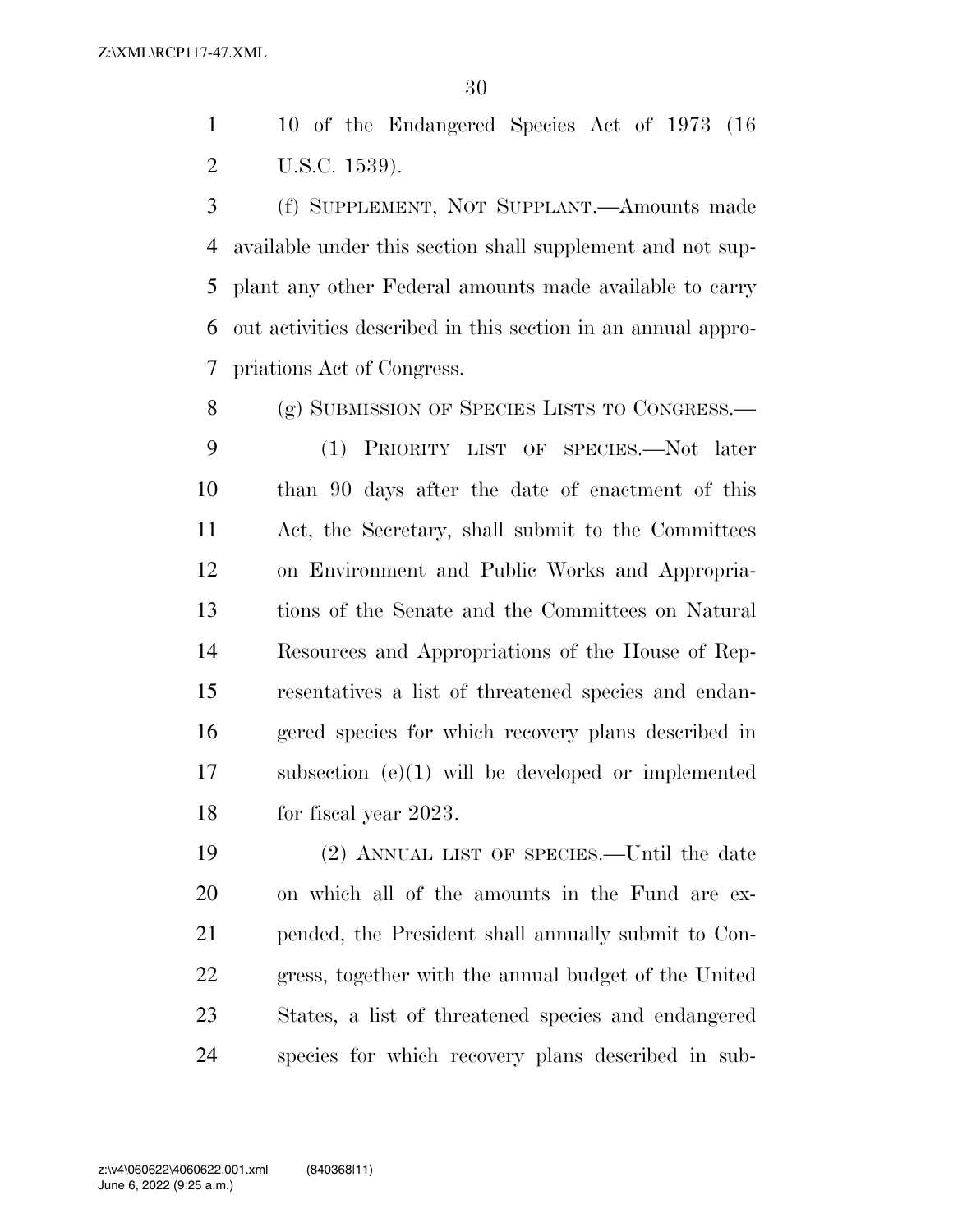10 of the Endangered Species Act of 1973 (16 U.S.C. 1539).

(f) SUPPLEMENT, NOT SUPPLANT.—Amounts made available under this section shall supplement and not supplant any other Federal amounts made available to carry out activities described in this section in an annual appropriations Act of Congress.

(g) SUBMISSION OF SPECIES LISTS TO CONGRESS.—

(1) PRIORITY LIST OF SPECIES.—Not later than 90 days after the date of enactment of this Act, the Secretary, shall submit to the Committees on Environment and Public Works and Appropriations of the Senate and the Committees on Natural Resources and Appropriations of the House of Representatives a list of threatened species and endangered species for which recovery plans described in subsection (e)(1) will be developed or implemented for fiscal year 2023.

(2) ANNUAL LIST OF SPECIES.—Until the date on which all of the amounts in the Fund are expended, the President shall annually submit to Congress, together with the annual budget of the United States, a list of threatened species and endangered species for which recovery plans described in sub-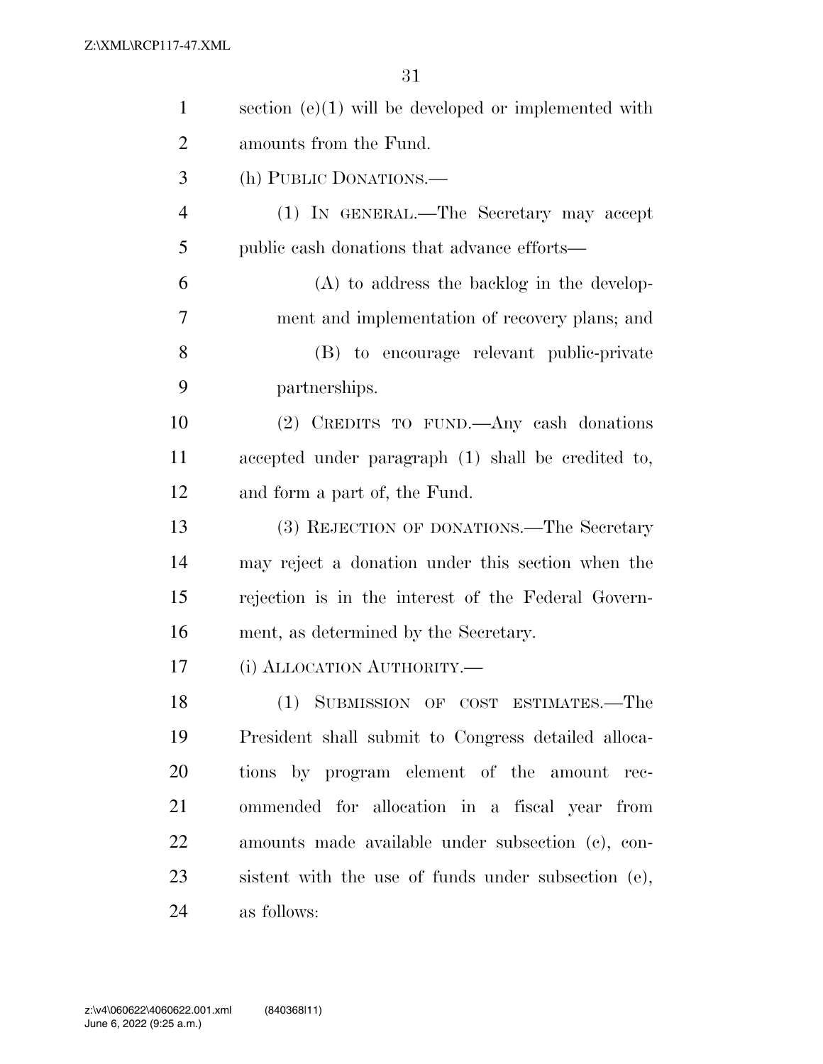section (e)(1) will be developed or implemented with amounts from the Fund.

(h) PUBLIC DONATIONS.—

(1) IN GENERAL.—The Secretary may accept public cash donations that advance efforts—

(A) to address the backlog in the development and implementation of recovery plans; and

(B) to encourage relevant public-private partnerships.

(2) CREDITS TO FUND.—Any cash donations accepted under paragraph (1) shall be credited to, and form a part of, the Fund.

(3) REJECTION OF DONATIONS.—The Secretary may reject a donation under this section when the rejection is in the interest of the Federal Government, as determined by the Secretary.

(i) ALLOCATION AUTHORITY.—

(1) SUBMISSION OF COST ESTIMATES.—The President shall submit to Congress detailed allocations by program element of the amount recommended for allocation in a fiscal year from amounts made available under subsection (c), consistent with the use of funds under subsection (e), as follows: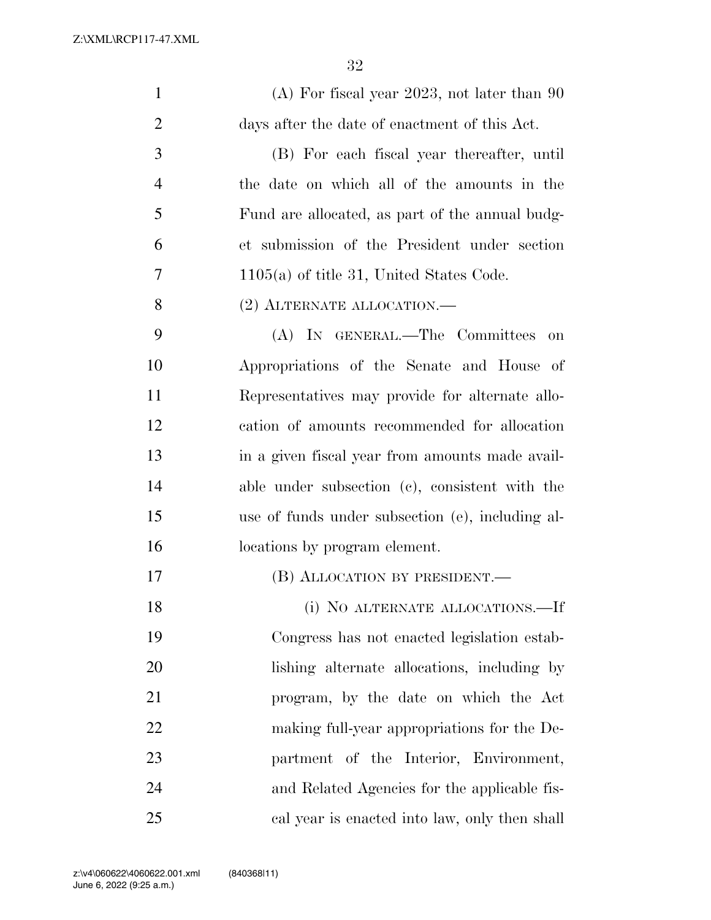(A) For fiscal year 2023, not later than 90 days after the date of enactment of this Act.

(B) For each fiscal year thereafter, until the date on which all of the amounts in the Fund are allocated, as part of the annual budget submission of the President under section 1105(a) of title 31, United States Code.

(2) ALTERNATE ALLOCATION.—

(A) IN GENERAL.—The Committees on Appropriations of the Senate and House of Representatives may provide for alternate allocation of amounts recommended for allocation in a given fiscal year from amounts made available under subsection (c), consistent with the use of funds under subsection (e), including allocations by program element.

(B) ALLOCATION BY PRESIDENT.—

(i) NO ALTERNATE ALLOCATIONS.—If Congress has not enacted legislation establishing alternate allocations, including by program, by the date on which the Act making full-year appropriations for the Department of the Interior, Environment, and Related Agencies for the applicable fiscal year is enacted into law, only then shall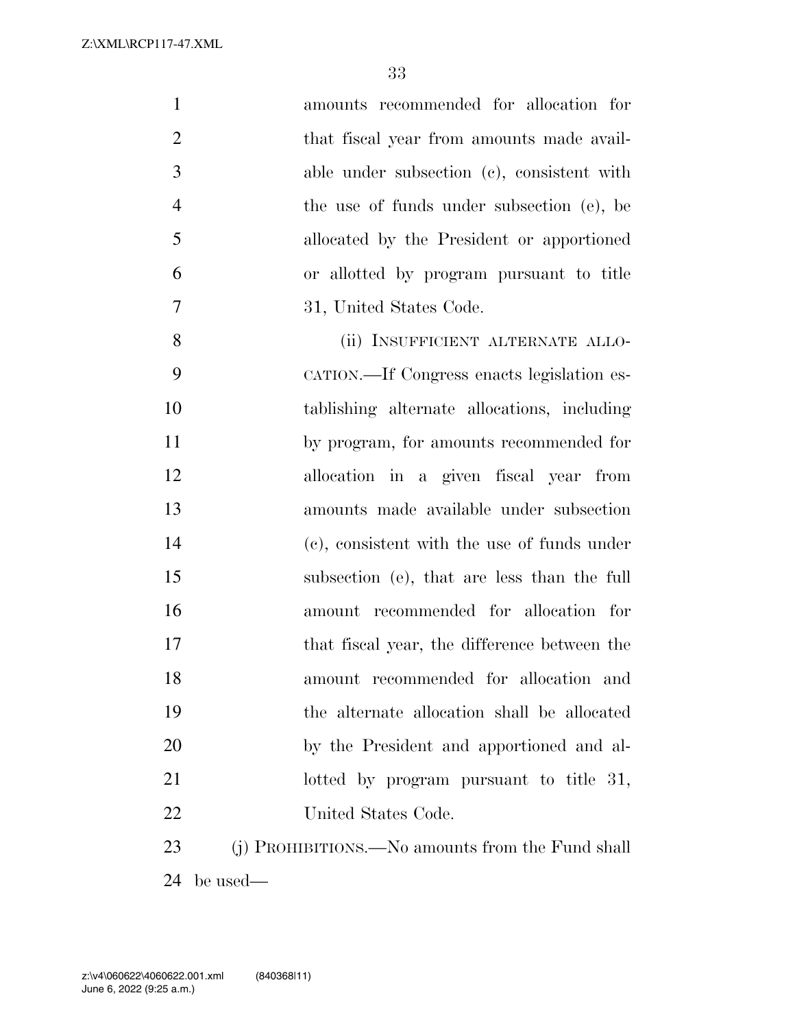amounts recommended for allocation for that fiscal year from amounts made available under subsection (c), consistent with the use of funds under subsection (e), be allocated by the President or apportioned or allotted by program pursuant to title 31, United States Code.

(ii) INSUFFICIENT ALTERNATE ALLOCATION.—If Congress enacts legislation establishing alternate allocations, including by program, for amounts recommended for allocation in a given fiscal year from amounts made available under subsection (c), consistent with the use of funds under subsection (e), that are less than the full amount recommended for allocation for that fiscal year, the difference between the amount recommended for allocation and the alternate allocation shall be allocated by the President and apportioned and allotted by program pursuant to title 31, United States Code.

(j) PROHIBITIONS.—No amounts from the Fund shall be used—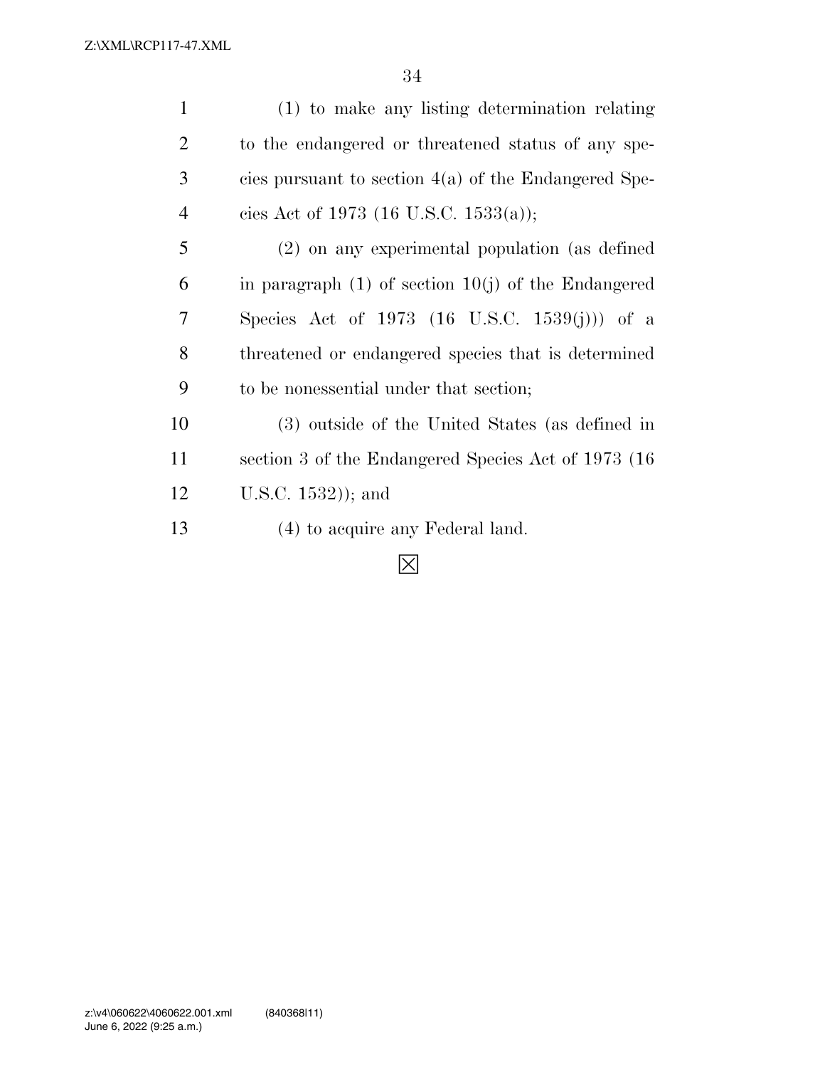(1) to make any listing determination relating to the endangered or threatened status of any species pursuant to section 4(a) of the Endangered Species Act of 1973 (16 U.S.C. 1533(a));

(2) on any experimental population (as defined in paragraph (1) of section 10(j) of the Endangered Species Act of 1973 (16 U.S.C. 1539(j))) of a threatened or endangered species that is determined to be nonessential under that section;

(3) outside of the United States (as defined in section 3 of the Endangered Species Act of 1973 (16 U.S.C. 1532)); and

(4) to acquire any Federal land.